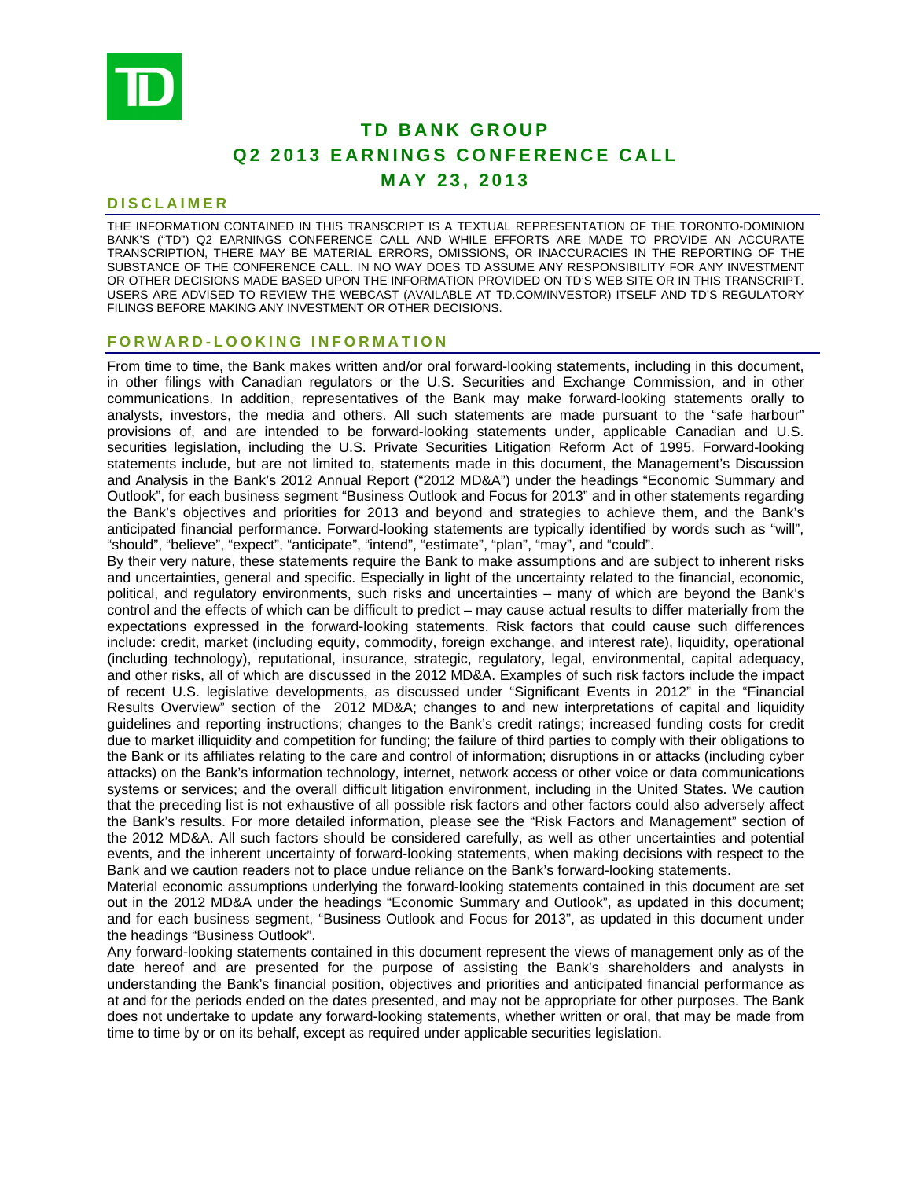# TD BANK GROUP

# Q2 2013 EARNINGS CONFERENCE CALL

# MAY 23, 2013

## DISCLAIMER

THE INFORMATION CONTAINED IN THIS TRANSCRIPT IS A TEXTUAL REPRESENTATION OF THE TORONTO-DOMINION BANK'S ("TD") Q2 EARNINGS CONFERENCE CALL AND WHILE EFFORTS ARE MADE TO PROVIDE AN ACCURATE TRANSCRIPTION, THERE MAY BE MATERIAL ERRORS, OMISSIONS, OR INACCURACIES IN THE REPORTING OF THE SUBSTANCE OF THE CONFERENCE CALL. IN NO WAY DOES TD ASSUME ANY RESPONSIBILITY FOR ANY INVESTMENT OR OTHER DECISIONS MADE BASED UPON THE INFORMATION PROVIDED ON TD'S WEB SITE OR IN THIS TRANSCRIPT. USERS ARE ADVISED TO REVIEW THE WEBCAST (AVAILABLE AT TD.COM/INVESTOR) ITSELF AND TD'S REGULATORY FILINGS BEFORE MAKING ANY INVESTMENT OR OTHER DECISIONS.

## FORWARD-LOOKING INFORMATION

From time to time, the Bank makes written and/or oral forward-looking statements, including in this document, in other filings with Canadian regulators or the U.S. Securities and Exchange Commission, and in other communications. In addition, representatives of the Bank may make forward-looking statements orally to analysts, investors, the media and others. All such statements are made pursuant to the "safe harbour" provisions of, and are intended to be forward-looking statements under, applicable Canadian and U.S. securities legislation, including the U.S. Private Securities Litigation Reform Act of 1995. Forward-looking statements include, but are not limited to, statements made in this document, the Management's Discussion and Analysis in the Bank's 2012 Annual Report ("2012 MD&A") under the headings "Economic Summary and Outlook", for each business segment "Business Outlook and Focus for 2013" and in other statements regarding the Bank's objectives and priorities for 2013 and beyond and strategies to achieve them, and the Bank's anticipated financial performance. Forward-looking statements are typically identified by words such as "will", "should", "believe", "expect", "anticipate", "intend", "estimate", "plan", "may", and "could".

By their very nature, these statements require the Bank to make assumptions and are subject to inherent risks and uncertainties, general and specific. Especially in light of the uncertainty related to the financial, economic, political, and regulatory environments, such risks and uncertainties – many of which are beyond the Bank's control and the effects of which can be difficult to predict – may cause actual results to differ materially from the expectations expressed in the forward-looking statements. Risk factors that could cause such differences include: credit, market (including equity, commodity, foreign exchange, and interest rate), liquidity, operational (including technology), reputational, insurance, strategic, regulatory, legal, environmental, capital adequacy, and other risks, all of which are discussed in the 2012 MD&A. Examples of such risk factors include the impact of recent U.S. legislative developments, as discussed under "Significant Events in 2012" in the "Financial Results Overview" section of the 2012 MD&A; changes to and new interpretations of capital and liquidity guidelines and reporting instructions; changes to the Bank's credit ratings; increased funding costs for credit due to market illiquidity and competition for funding; the failure of third parties to comply with their obligations to the Bank or its affiliates relating to the care and control of information; disruptions in or attacks (including cyber attacks) on the Bank's information technology, internet, network access or other voice or data communications systems or services; and the overall difficult litigation environment, including in the United States. We caution that the preceding list is not exhaustive of all possible risk factors and other factors could also adversely affect the Bank's results. For more detailed information, please see the "Risk Factors and Management" section of the 2012 MD&A. All such factors should be considered carefully, as well as other uncertainties and potential events, and the inherent uncertainty of forward-looking statements, when making decisions with respect to the Bank and we caution readers not to place undue reliance on the Bank's forward-looking statements.

Material economic assumptions underlying the forward-looking statements contained in this document are set out in the 2012 MD&A under the headings "Economic Summary and Outlook", as updated in this document; and for each business segment, "Business Outlook and Focus for 2013", as updated in this document under the headings "Business Outlook".

Any forward-looking statements contained in this document represent the views of management only as of the date hereof and are presented for the purpose of assisting the Bank's shareholders and analysts in understanding the Bank's financial position, objectives and priorities and anticipated financial performance as at and for the periods ended on the dates presented, and may not be appropriate for other purposes. The Bank does not undertake to update any forward-looking statements, whether written or oral, that may be made from time to time by or on its behalf, except as required under applicable securities legislation.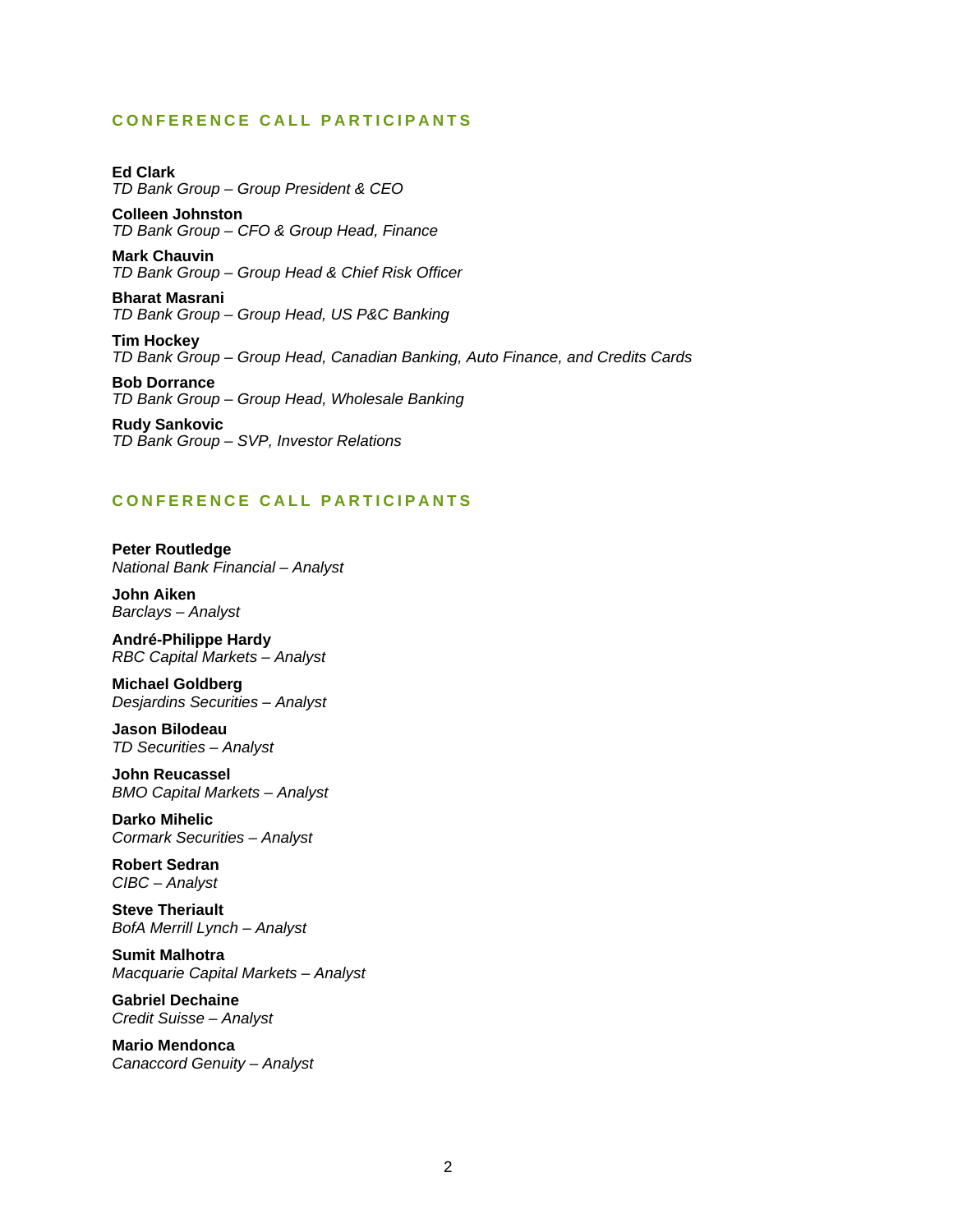## CONFERENCE CALL PARTICIPANTS

**Ed Clark**
*TD Bank Group – Group President & CEO*

**Colleen Johnston**
*TD Bank Group – CFO & Group Head, Finance*

**Mark Chauvin**
*TD Bank Group – Group Head & Chief Risk Officer*

**Bharat Masrani**
*TD Bank Group – Group Head, US P&C Banking*

**Tim Hockey**
*TD Bank Group – Group Head, Canadian Banking, Auto Finance, and Credits Cards*

**Bob Dorrance**
*TD Bank Group – Group Head, Wholesale Banking*

**Rudy Sankovic**
*TD Bank Group – SVP, Investor Relations*

## CONFERENCE CALL PARTICIPANTS

**Peter Routledge**
*National Bank Financial – Analyst*

**John Aiken**
*Barclays – Analyst*

**André-Philippe Hardy**
*RBC Capital Markets – Analyst*

**Michael Goldberg**
*Desjardins Securities – Analyst*

**Jason Bilodeau**
*TD Securities – Analyst*

**John Reucassel**
*BMO Capital Markets – Analyst*

**Darko Mihelic**
*Cormark Securities – Analyst*

**Robert Sedran**
*CIBC – Analyst*

**Steve Theriault**
*BofA Merrill Lynch – Analyst*

**Sumit Malhotra**
*Macquarie Capital Markets – Analyst*

**Gabriel Dechaine**
*Credit Suisse – Analyst*

**Mario Mendonca**
*Canaccord Genuity – Analyst*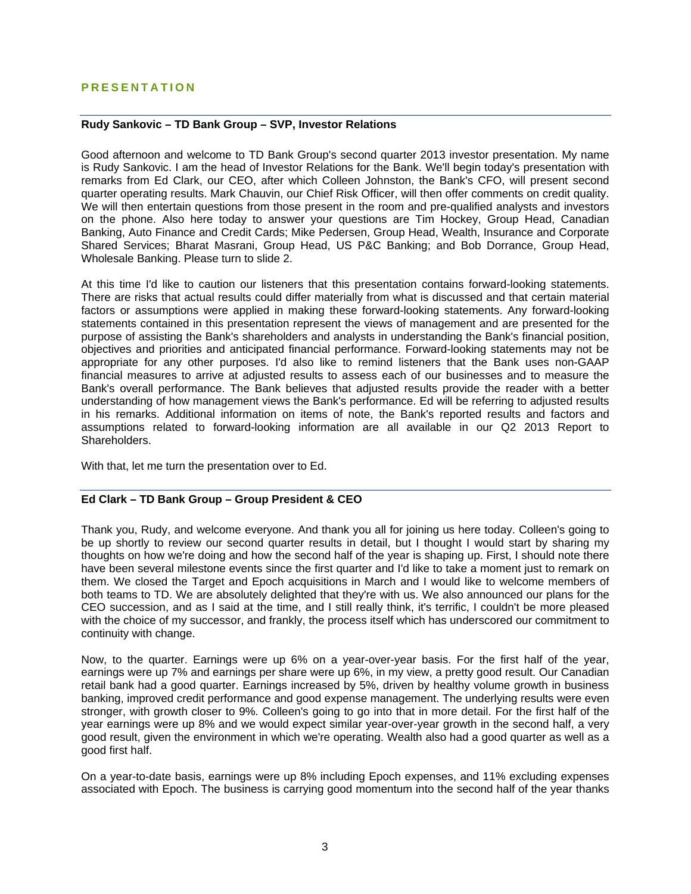## PRESENTATION

**Rudy Sankovic – TD Bank Group – SVP, Investor Relations**

Good afternoon and welcome to TD Bank Group's second quarter 2013 investor presentation. My name is Rudy Sankovic. I am the head of Investor Relations for the Bank. We'll begin today's presentation with remarks from Ed Clark, our CEO, after which Colleen Johnston, the Bank's CFO, will present second quarter operating results. Mark Chauvin, our Chief Risk Officer, will then offer comments on credit quality. We will then entertain questions from those present in the room and pre-qualified analysts and investors on the phone. Also here today to answer your questions are Tim Hockey, Group Head, Canadian Banking, Auto Finance and Credit Cards; Mike Pedersen, Group Head, Wealth, Insurance and Corporate Shared Services; Bharat Masrani, Group Head, US P&C Banking; and Bob Dorrance, Group Head, Wholesale Banking. Please turn to slide 2.

At this time I'd like to caution our listeners that this presentation contains forward-looking statements. There are risks that actual results could differ materially from what is discussed and that certain material factors or assumptions were applied in making these forward-looking statements. Any forward-looking statements contained in this presentation represent the views of management and are presented for the purpose of assisting the Bank's shareholders and analysts in understanding the Bank's financial position, objectives and priorities and anticipated financial performance. Forward-looking statements may not be appropriate for any other purposes. I'd also like to remind listeners that the Bank uses non-GAAP financial measures to arrive at adjusted results to assess each of our businesses and to measure the Bank's overall performance. The Bank believes that adjusted results provide the reader with a better understanding of how management views the Bank's performance. Ed will be referring to adjusted results in his remarks. Additional information on items of note, the Bank's reported results and factors and assumptions related to forward-looking information are all available in our Q2 2013 Report to Shareholders.

With that, let me turn the presentation over to Ed.

**Ed Clark – TD Bank Group – Group President & CEO**

Thank you, Rudy, and welcome everyone. And thank you all for joining us here today. Colleen's going to be up shortly to review our second quarter results in detail, but I thought I would start by sharing my thoughts on how we're doing and how the second half of the year is shaping up. First, I should note there have been several milestone events since the first quarter and I'd like to take a moment just to remark on them. We closed the Target and Epoch acquisitions in March and I would like to welcome members of both teams to TD. We are absolutely delighted that they're with us. We also announced our plans for the CEO succession, and as I said at the time, and I still really think, it's terrific, I couldn't be more pleased with the choice of my successor, and frankly, the process itself which has underscored our commitment to continuity with change.

Now, to the quarter. Earnings were up 6% on a year-over-year basis. For the first half of the year, earnings were up 7% and earnings per share were up 6%, in my view, a pretty good result. Our Canadian retail bank had a good quarter. Earnings increased by 5%, driven by healthy volume growth in business banking, improved credit performance and good expense management. The underlying results were even stronger, with growth closer to 9%. Colleen's going to go into that in more detail. For the first half of the year earnings were up 8% and we would expect similar year-over-year growth in the second half, a very good result, given the environment in which we're operating. Wealth also had a good quarter as well as a good first half.

On a year-to-date basis, earnings were up 8% including Epoch expenses, and 11% excluding expenses associated with Epoch. The business is carrying good momentum into the second half of the year thanks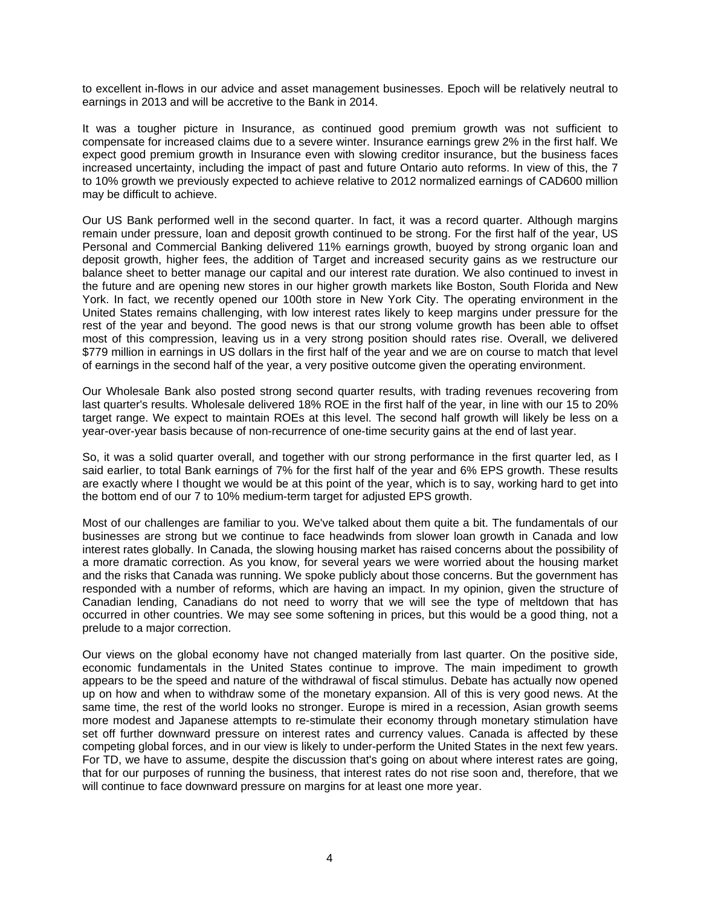to excellent in-flows in our advice and asset management businesses. Epoch will be relatively neutral to earnings in 2013 and will be accretive to the Bank in 2014.

It was a tougher picture in Insurance, as continued good premium growth was not sufficient to compensate for increased claims due to a severe winter. Insurance earnings grew 2% in the first half. We expect good premium growth in Insurance even with slowing creditor insurance, but the business faces increased uncertainty, including the impact of past and future Ontario auto reforms. In view of this, the 7 to 10% growth we previously expected to achieve relative to 2012 normalized earnings of CAD600 million may be difficult to achieve.

Our US Bank performed well in the second quarter. In fact, it was a record quarter. Although margins remain under pressure, loan and deposit growth continued to be strong. For the first half of the year, US Personal and Commercial Banking delivered 11% earnings growth, buoyed by strong organic loan and deposit growth, higher fees, the addition of Target and increased security gains as we restructure our balance sheet to better manage our capital and our interest rate duration. We also continued to invest in the future and are opening new stores in our higher growth markets like Boston, South Florida and New York. In fact, we recently opened our 100th store in New York City. The operating environment in the United States remains challenging, with low interest rates likely to keep margins under pressure for the rest of the year and beyond. The good news is that our strong volume growth has been able to offset most of this compression, leaving us in a very strong position should rates rise. Overall, we delivered $779 million in earnings in US dollars in the first half of the year and we are on course to match that level of earnings in the second half of the year, a very positive outcome given the operating environment.

Our Wholesale Bank also posted strong second quarter results, with trading revenues recovering from last quarter's results. Wholesale delivered 18% ROE in the first half of the year, in line with our 15 to 20% target range. We expect to maintain ROEs at this level. The second half growth will likely be less on a year-over-year basis because of non-recurrence of one-time security gains at the end of last year.

So, it was a solid quarter overall, and together with our strong performance in the first quarter led, as I said earlier, to total Bank earnings of 7% for the first half of the year and 6% EPS growth. These results are exactly where I thought we would be at this point of the year, which is to say, working hard to get into the bottom end of our 7 to 10% medium-term target for adjusted EPS growth.

Most of our challenges are familiar to you. We've talked about them quite a bit. The fundamentals of our businesses are strong but we continue to face headwinds from slower loan growth in Canada and low interest rates globally. In Canada, the slowing housing market has raised concerns about the possibility of a more dramatic correction. As you know, for several years we were worried about the housing market and the risks that Canada was running. We spoke publicly about those concerns. But the government has responded with a number of reforms, which are having an impact. In my opinion, given the structure of Canadian lending, Canadians do not need to worry that we will see the type of meltdown that has occurred in other countries. We may see some softening in prices, but this would be a good thing, not a prelude to a major correction.

Our views on the global economy have not changed materially from last quarter. On the positive side, economic fundamentals in the United States continue to improve. The main impediment to growth appears to be the speed and nature of the withdrawal of fiscal stimulus. Debate has actually now opened up on how and when to withdraw some of the monetary expansion. All of this is very good news. At the same time, the rest of the world looks no stronger. Europe is mired in a recession, Asian growth seems more modest and Japanese attempts to re-stimulate their economy through monetary stimulation have set off further downward pressure on interest rates and currency values. Canada is affected by these competing global forces, and in our view is likely to under-perform the United States in the next few years. For TD, we have to assume, despite the discussion that's going on about where interest rates are going, that for our purposes of running the business, that interest rates do not rise soon and, therefore, that we will continue to face downward pressure on margins for at least one more year.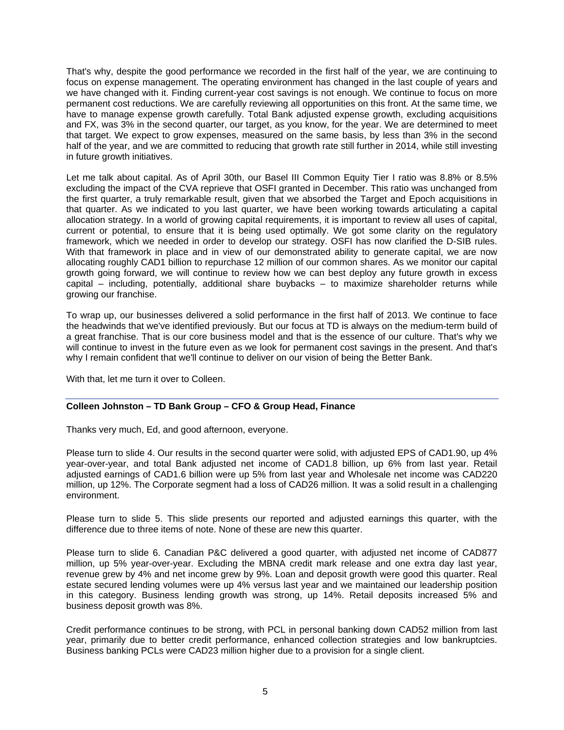That's why, despite the good performance we recorded in the first half of the year, we are continuing to focus on expense management. The operating environment has changed in the last couple of years and we have changed with it. Finding current-year cost savings is not enough. We continue to focus on more permanent cost reductions. We are carefully reviewing all opportunities on this front. At the same time, we have to manage expense growth carefully. Total Bank adjusted expense growth, excluding acquisitions and FX, was 3% in the second quarter, our target, as you know, for the year. We are determined to meet that target. We expect to grow expenses, measured on the same basis, by less than 3% in the second half of the year, and we are committed to reducing that growth rate still further in 2014, while still investing in future growth initiatives.

Let me talk about capital. As of April 30th, our Basel III Common Equity Tier I ratio was 8.8% or 8.5% excluding the impact of the CVA reprieve that OSFI granted in December. This ratio was unchanged from the first quarter, a truly remarkable result, given that we absorbed the Target and Epoch acquisitions in that quarter. As we indicated to you last quarter, we have been working towards articulating a capital allocation strategy. In a world of growing capital requirements, it is important to review all uses of capital, current or potential, to ensure that it is being used optimally. We got some clarity on the regulatory framework, which we needed in order to develop our strategy. OSFI has now clarified the D-SIB rules. With that framework in place and in view of our demonstrated ability to generate capital, we are now allocating roughly CAD1 billion to repurchase 12 million of our common shares. As we monitor our capital growth going forward, we will continue to review how we can best deploy any future growth in excess capital – including, potentially, additional share buybacks – to maximize shareholder returns while growing our franchise.

To wrap up, our businesses delivered a solid performance in the first half of 2013. We continue to face the headwinds that we've identified previously. But our focus at TD is always on the medium-term build of a great franchise. That is our core business model and that is the essence of our culture. That's why we will continue to invest in the future even as we look for permanent cost savings in the present. And that's why I remain confident that we'll continue to deliver on our vision of being the Better Bank.

With that, let me turn it over to Colleen.

---

**Colleen Johnston – TD Bank Group – CFO & Group Head, Finance**

Thanks very much, Ed, and good afternoon, everyone.

Please turn to slide 4. Our results in the second quarter were solid, with adjusted EPS of CAD1.90, up 4% year-over-year, and total Bank adjusted net income of CAD1.8 billion, up 6% from last year. Retail adjusted earnings of CAD1.6 billion were up 5% from last year and Wholesale net income was CAD220 million, up 12%. The Corporate segment had a loss of CAD26 million. It was a solid result in a challenging environment.

Please turn to slide 5. This slide presents our reported and adjusted earnings this quarter, with the difference due to three items of note. None of these are new this quarter.

Please turn to slide 6. Canadian P&C delivered a good quarter, with adjusted net income of CAD877 million, up 5% year-over-year. Excluding the MBNA credit mark release and one extra day last year, revenue grew by 4% and net income grew by 9%. Loan and deposit growth were good this quarter. Real estate secured lending volumes were up 4% versus last year and we maintained our leadership position in this category. Business lending growth was strong, up 14%. Retail deposits increased 5% and business deposit growth was 8%.

Credit performance continues to be strong, with PCL in personal banking down CAD52 million from last year, primarily due to better credit performance, enhanced collection strategies and low bankruptcies. Business banking PCLs were CAD23 million higher due to a provision for a single client.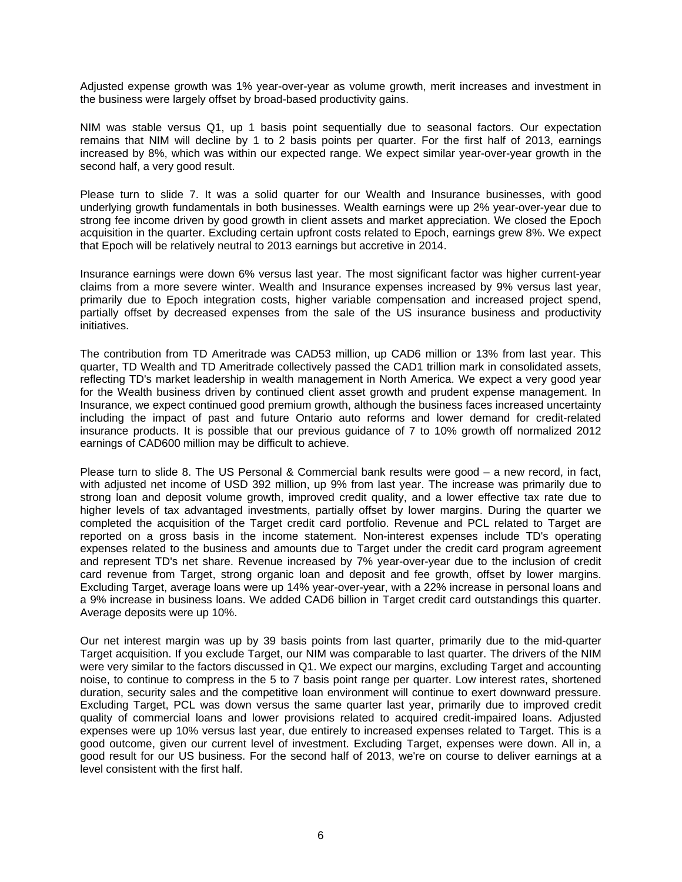Adjusted expense growth was 1% year-over-year as volume growth, merit increases and investment in the business were largely offset by broad-based productivity gains.

NIM was stable versus Q1, up 1 basis point sequentially due to seasonal factors. Our expectation remains that NIM will decline by 1 to 2 basis points per quarter. For the first half of 2013, earnings increased by 8%, which was within our expected range. We expect similar year-over-year growth in the second half, a very good result.

Please turn to slide 7. It was a solid quarter for our Wealth and Insurance businesses, with good underlying growth fundamentals in both businesses. Wealth earnings were up 2% year-over-year due to strong fee income driven by good growth in client assets and market appreciation. We closed the Epoch acquisition in the quarter. Excluding certain upfront costs related to Epoch, earnings grew 8%. We expect that Epoch will be relatively neutral to 2013 earnings but accretive in 2014.

Insurance earnings were down 6% versus last year. The most significant factor was higher current-year claims from a more severe winter. Wealth and Insurance expenses increased by 9% versus last year, primarily due to Epoch integration costs, higher variable compensation and increased project spend, partially offset by decreased expenses from the sale of the US insurance business and productivity initiatives.

The contribution from TD Ameritrade was CAD53 million, up CAD6 million or 13% from last year. This quarter, TD Wealth and TD Ameritrade collectively passed the CAD1 trillion mark in consolidated assets, reflecting TD's market leadership in wealth management in North America. We expect a very good year for the Wealth business driven by continued client asset growth and prudent expense management. In Insurance, we expect continued good premium growth, although the business faces increased uncertainty including the impact of past and future Ontario auto reforms and lower demand for credit-related insurance products. It is possible that our previous guidance of 7 to 10% growth off normalized 2012 earnings of CAD600 million may be difficult to achieve.

Please turn to slide 8. The US Personal & Commercial bank results were good – a new record, in fact, with adjusted net income of USD 392 million, up 9% from last year. The increase was primarily due to strong loan and deposit volume growth, improved credit quality, and a lower effective tax rate due to higher levels of tax advantaged investments, partially offset by lower margins. During the quarter we completed the acquisition of the Target credit card portfolio. Revenue and PCL related to Target are reported on a gross basis in the income statement. Non-interest expenses include TD's operating expenses related to the business and amounts due to Target under the credit card program agreement and represent TD's net share. Revenue increased by 7% year-over-year due to the inclusion of credit card revenue from Target, strong organic loan and deposit and fee growth, offset by lower margins. Excluding Target, average loans were up 14% year-over-year, with a 22% increase in personal loans and a 9% increase in business loans. We added CAD6 billion in Target credit card outstandings this quarter. Average deposits were up 10%.

Our net interest margin was up by 39 basis points from last quarter, primarily due to the mid-quarter Target acquisition. If you exclude Target, our NIM was comparable to last quarter. The drivers of the NIM were very similar to the factors discussed in Q1. We expect our margins, excluding Target and accounting noise, to continue to compress in the 5 to 7 basis point range per quarter. Low interest rates, shortened duration, security sales and the competitive loan environment will continue to exert downward pressure. Excluding Target, PCL was down versus the same quarter last year, primarily due to improved credit quality of commercial loans and lower provisions related to acquired credit-impaired loans. Adjusted expenses were up 10% versus last year, due entirely to increased expenses related to Target. This is a good outcome, given our current level of investment. Excluding Target, expenses were down. All in, a good result for our US business. For the second half of 2013, we're on course to deliver earnings at a level consistent with the first half.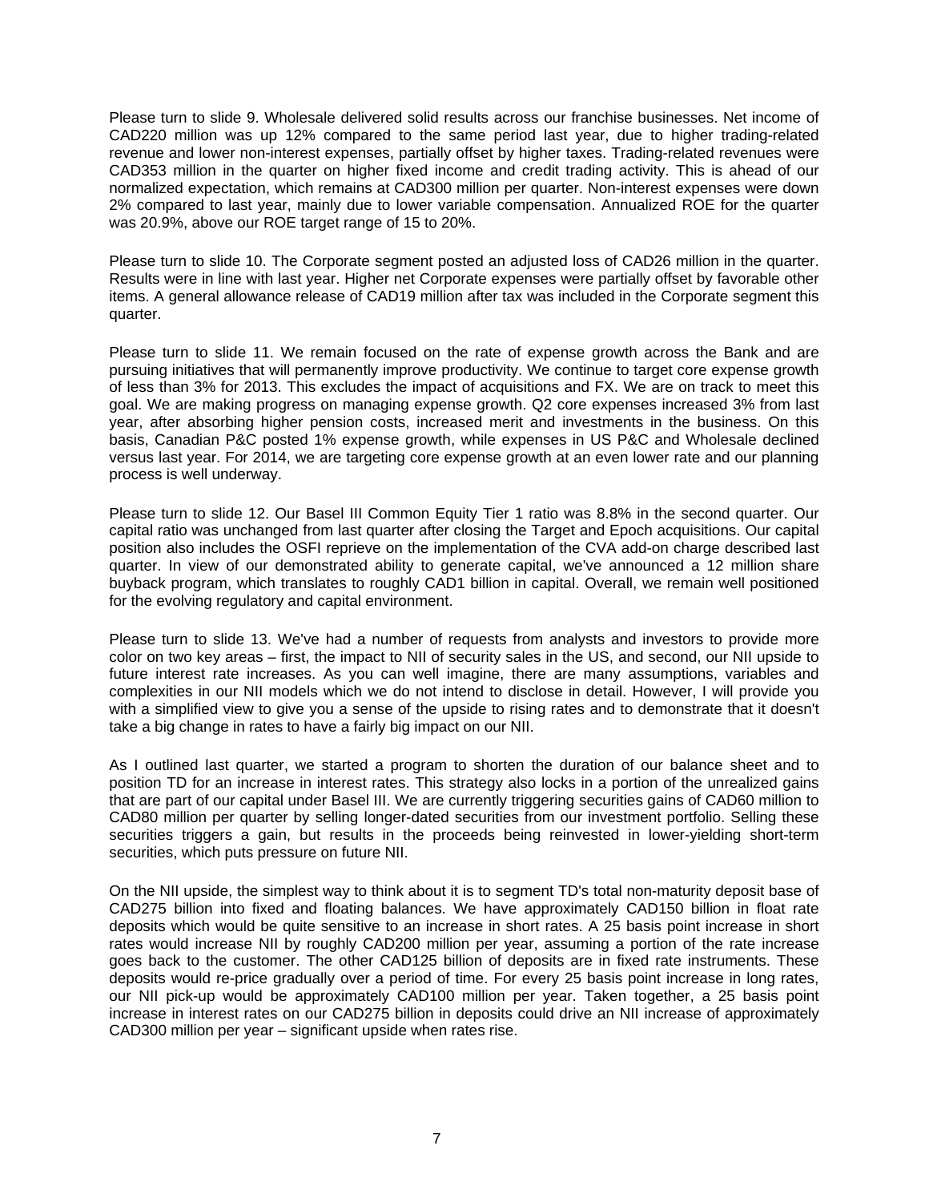Please turn to slide 9. Wholesale delivered solid results across our franchise businesses. Net income of CAD220 million was up 12% compared to the same period last year, due to higher trading-related revenue and lower non-interest expenses, partially offset by higher taxes. Trading-related revenues were CAD353 million in the quarter on higher fixed income and credit trading activity. This is ahead of our normalized expectation, which remains at CAD300 million per quarter. Non-interest expenses were down 2% compared to last year, mainly due to lower variable compensation. Annualized ROE for the quarter was 20.9%, above our ROE target range of 15 to 20%.

Please turn to slide 10. The Corporate segment posted an adjusted loss of CAD26 million in the quarter. Results were in line with last year. Higher net Corporate expenses were partially offset by favorable other items. A general allowance release of CAD19 million after tax was included in the Corporate segment this quarter.

Please turn to slide 11. We remain focused on the rate of expense growth across the Bank and are pursuing initiatives that will permanently improve productivity. We continue to target core expense growth of less than 3% for 2013. This excludes the impact of acquisitions and FX. We are on track to meet this goal. We are making progress on managing expense growth. Q2 core expenses increased 3% from last year, after absorbing higher pension costs, increased merit and investments in the business. On this basis, Canadian P&C posted 1% expense growth, while expenses in US P&C and Wholesale declined versus last year. For 2014, we are targeting core expense growth at an even lower rate and our planning process is well underway.

Please turn to slide 12. Our Basel III Common Equity Tier 1 ratio was 8.8% in the second quarter. Our capital ratio was unchanged from last quarter after closing the Target and Epoch acquisitions. Our capital position also includes the OSFI reprieve on the implementation of the CVA add-on charge described last quarter. In view of our demonstrated ability to generate capital, we've announced a 12 million share buyback program, which translates to roughly CAD1 billion in capital. Overall, we remain well positioned for the evolving regulatory and capital environment.

Please turn to slide 13. We've had a number of requests from analysts and investors to provide more color on two key areas – first, the impact to NII of security sales in the US, and second, our NII upside to future interest rate increases. As you can well imagine, there are many assumptions, variables and complexities in our NII models which we do not intend to disclose in detail. However, I will provide you with a simplified view to give you a sense of the upside to rising rates and to demonstrate that it doesn't take a big change in rates to have a fairly big impact on our NII.

As I outlined last quarter, we started a program to shorten the duration of our balance sheet and to position TD for an increase in interest rates. This strategy also locks in a portion of the unrealized gains that are part of our capital under Basel III. We are currently triggering securities gains of CAD60 million to CAD80 million per quarter by selling longer-dated securities from our investment portfolio. Selling these securities triggers a gain, but results in the proceeds being reinvested in lower-yielding short-term securities, which puts pressure on future NII.

On the NII upside, the simplest way to think about it is to segment TD's total non-maturity deposit base of CAD275 billion into fixed and floating balances. We have approximately CAD150 billion in float rate deposits which would be quite sensitive to an increase in short rates. A 25 basis point increase in short rates would increase NII by roughly CAD200 million per year, assuming a portion of the rate increase goes back to the customer. The other CAD125 billion of deposits are in fixed rate instruments. These deposits would re-price gradually over a period of time. For every 25 basis point increase in long rates, our NII pick-up would be approximately CAD100 million per year. Taken together, a 25 basis point increase in interest rates on our CAD275 billion in deposits could drive an NII increase of approximately CAD300 million per year – significant upside when rates rise.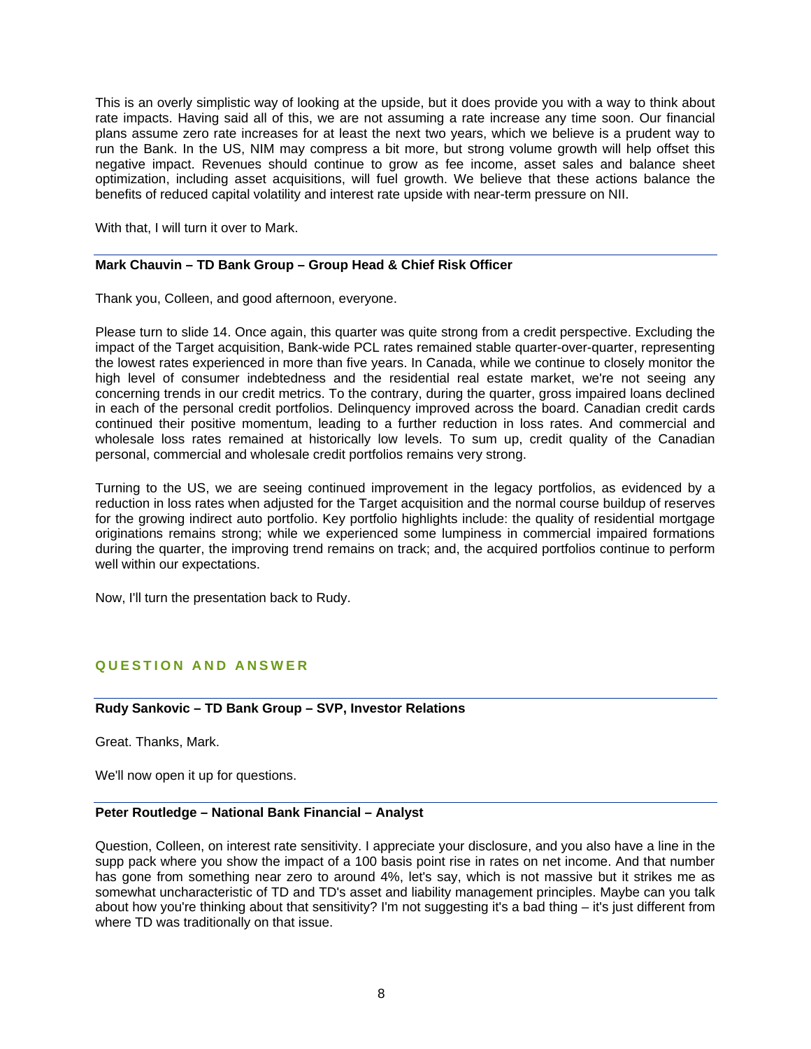This is an overly simplistic way of looking at the upside, but it does provide you with a way to think about rate impacts. Having said all of this, we are not assuming a rate increase any time soon. Our financial plans assume zero rate increases for at least the next two years, which we believe is a prudent way to run the Bank. In the US, NIM may compress a bit more, but strong volume growth will help offset this negative impact. Revenues should continue to grow as fee income, asset sales and balance sheet optimization, including asset acquisitions, will fuel growth. We believe that these actions balance the benefits of reduced capital volatility and interest rate upside with near-term pressure on NII.

With that, I will turn it over to Mark.

**Mark Chauvin – TD Bank Group – Group Head & Chief Risk Officer**

Thank you, Colleen, and good afternoon, everyone.

Please turn to slide 14. Once again, this quarter was quite strong from a credit perspective. Excluding the impact of the Target acquisition, Bank-wide PCL rates remained stable quarter-over-quarter, representing the lowest rates experienced in more than five years. In Canada, while we continue to closely monitor the high level of consumer indebtedness and the residential real estate market, we're not seeing any concerning trends in our credit metrics. To the contrary, during the quarter, gross impaired loans declined in each of the personal credit portfolios. Delinquency improved across the board. Canadian credit cards continued their positive momentum, leading to a further reduction in loss rates. And commercial and wholesale loss rates remained at historically low levels. To sum up, credit quality of the Canadian personal, commercial and wholesale credit portfolios remains very strong.

Turning to the US, we are seeing continued improvement in the legacy portfolios, as evidenced by a reduction in loss rates when adjusted for the Target acquisition and the normal course buildup of reserves for the growing indirect auto portfolio. Key portfolio highlights include: the quality of residential mortgage originations remains strong; while we experienced some lumpiness in commercial impaired formations during the quarter, the improving trend remains on track; and, the acquired portfolios continue to perform well within our expectations.

Now, I'll turn the presentation back to Rudy.

## QUESTION AND ANSWER

**Rudy Sankovic – TD Bank Group – SVP, Investor Relations**

Great. Thanks, Mark.

We'll now open it up for questions.

**Peter Routledge – National Bank Financial – Analyst**

Question, Colleen, on interest rate sensitivity. I appreciate your disclosure, and you also have a line in the supp pack where you show the impact of a 100 basis point rise in rates on net income. And that number has gone from something near zero to around 4%, let's say, which is not massive but it strikes me as somewhat uncharacteristic of TD and TD's asset and liability management principles. Maybe can you talk about how you're thinking about that sensitivity? I'm not suggesting it's a bad thing – it's just different from where TD was traditionally on that issue.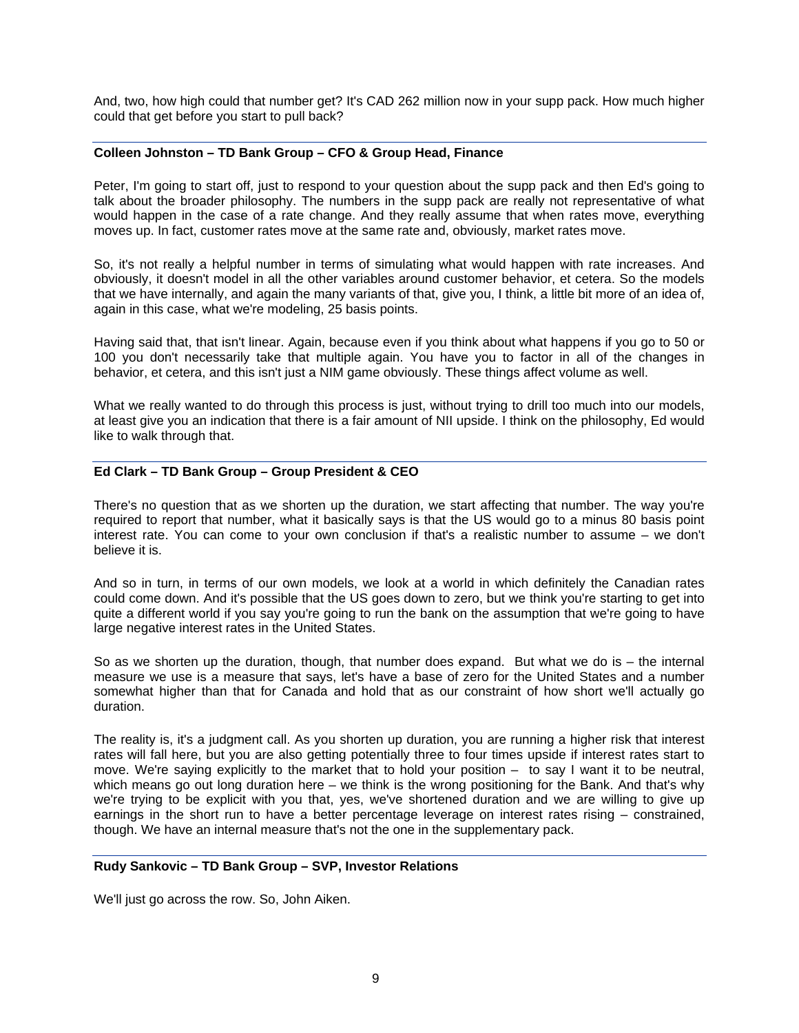And, two, how high could that number get? It's CAD 262 million now in your supp pack. How much higher could that get before you start to pull back?

**Colleen Johnston – TD Bank Group – CFO & Group Head, Finance**

Peter, I'm going to start off, just to respond to your question about the supp pack and then Ed's going to talk about the broader philosophy. The numbers in the supp pack are really not representative of what would happen in the case of a rate change. And they really assume that when rates move, everything moves up. In fact, customer rates move at the same rate and, obviously, market rates move.

So, it's not really a helpful number in terms of simulating what would happen with rate increases. And obviously, it doesn't model in all the other variables around customer behavior, et cetera. So the models that we have internally, and again the many variants of that, give you, I think, a little bit more of an idea of, again in this case, what we're modeling, 25 basis points.

Having said that, that isn't linear. Again, because even if you think about what happens if you go to 50 or 100 you don't necessarily take that multiple again. You have you to factor in all of the changes in behavior, et cetera, and this isn't just a NIM game obviously. These things affect volume as well.

What we really wanted to do through this process is just, without trying to drill too much into our models, at least give you an indication that there is a fair amount of NII upside. I think on the philosophy, Ed would like to walk through that.

**Ed Clark – TD Bank Group – Group President & CEO**

There's no question that as we shorten up the duration, we start affecting that number. The way you're required to report that number, what it basically says is that the US would go to a minus 80 basis point interest rate. You can come to your own conclusion if that's a realistic number to assume – we don't believe it is.

And so in turn, in terms of our own models, we look at a world in which definitely the Canadian rates could come down. And it's possible that the US goes down to zero, but we think you're starting to get into quite a different world if you say you're going to run the bank on the assumption that we're going to have large negative interest rates in the United States.

So as we shorten up the duration, though, that number does expand. But what we do is – the internal measure we use is a measure that says, let's have a base of zero for the United States and a number somewhat higher than that for Canada and hold that as our constraint of how short we'll actually go duration.

The reality is, it's a judgment call. As you shorten up duration, you are running a higher risk that interest rates will fall here, but you are also getting potentially three to four times upside if interest rates start to move. We're saying explicitly to the market that to hold your position – to say I want it to be neutral, which means go out long duration here – we think is the wrong positioning for the Bank. And that's why we're trying to be explicit with you that, yes, we've shortened duration and we are willing to give up earnings in the short run to have a better percentage leverage on interest rates rising – constrained, though. We have an internal measure that's not the one in the supplementary pack.

**Rudy Sankovic – TD Bank Group – SVP, Investor Relations**

We'll just go across the row. So, John Aiken.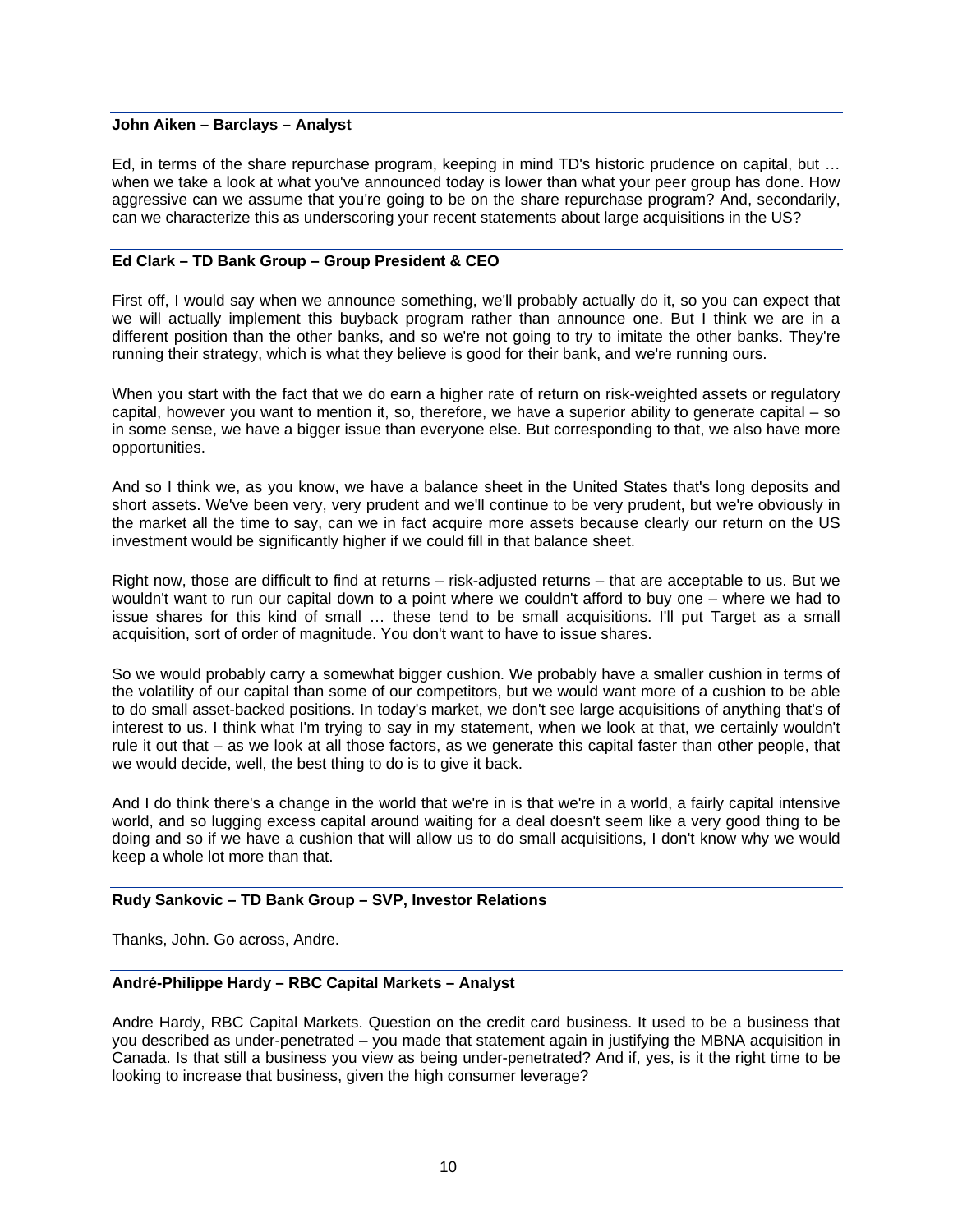**John Aiken – Barclays – Analyst**

Ed, in terms of the share repurchase program, keeping in mind TD's historic prudence on capital, but … when we take a look at what you've announced today is lower than what your peer group has done. How aggressive can we assume that you're going to be on the share repurchase program? And, secondarily, can we characterize this as underscoring your recent statements about large acquisitions in the US?

**Ed Clark – TD Bank Group – Group President & CEO**

First off, I would say when we announce something, we'll probably actually do it, so you can expect that we will actually implement this buyback program rather than announce one. But I think we are in a different position than the other banks, and so we're not going to try to imitate the other banks. They're running their strategy, which is what they believe is good for their bank, and we're running ours.

When you start with the fact that we do earn a higher rate of return on risk-weighted assets or regulatory capital, however you want to mention it, so, therefore, we have a superior ability to generate capital – so in some sense, we have a bigger issue than everyone else. But corresponding to that, we also have more opportunities.

And so I think we, as you know, we have a balance sheet in the United States that's long deposits and short assets. We've been very, very prudent and we'll continue to be very prudent, but we're obviously in the market all the time to say, can we in fact acquire more assets because clearly our return on the US investment would be significantly higher if we could fill in that balance sheet.

Right now, those are difficult to find at returns – risk-adjusted returns – that are acceptable to us. But we wouldn't want to run our capital down to a point where we couldn't afford to buy one – where we had to issue shares for this kind of small … these tend to be small acquisitions. I'll put Target as a small acquisition, sort of order of magnitude. You don't want to have to issue shares.

So we would probably carry a somewhat bigger cushion. We probably have a smaller cushion in terms of the volatility of our capital than some of our competitors, but we would want more of a cushion to be able to do small asset-backed positions. In today's market, we don't see large acquisitions of anything that's of interest to us. I think what I'm trying to say in my statement, when we look at that, we certainly wouldn't rule it out that – as we look at all those factors, as we generate this capital faster than other people, that we would decide, well, the best thing to do is to give it back.

And I do think there's a change in the world that we're in is that we're in a world, a fairly capital intensive world, and so lugging excess capital around waiting for a deal doesn't seem like a very good thing to be doing and so if we have a cushion that will allow us to do small acquisitions, I don't know why we would keep a whole lot more than that.

**Rudy Sankovic – TD Bank Group – SVP, Investor Relations**

Thanks, John. Go across, Andre.

**André-Philippe Hardy – RBC Capital Markets – Analyst**

Andre Hardy, RBC Capital Markets. Question on the credit card business. It used to be a business that you described as under-penetrated – you made that statement again in justifying the MBNA acquisition in Canada. Is that still a business you view as being under-penetrated? And if, yes, is it the right time to be looking to increase that business, given the high consumer leverage?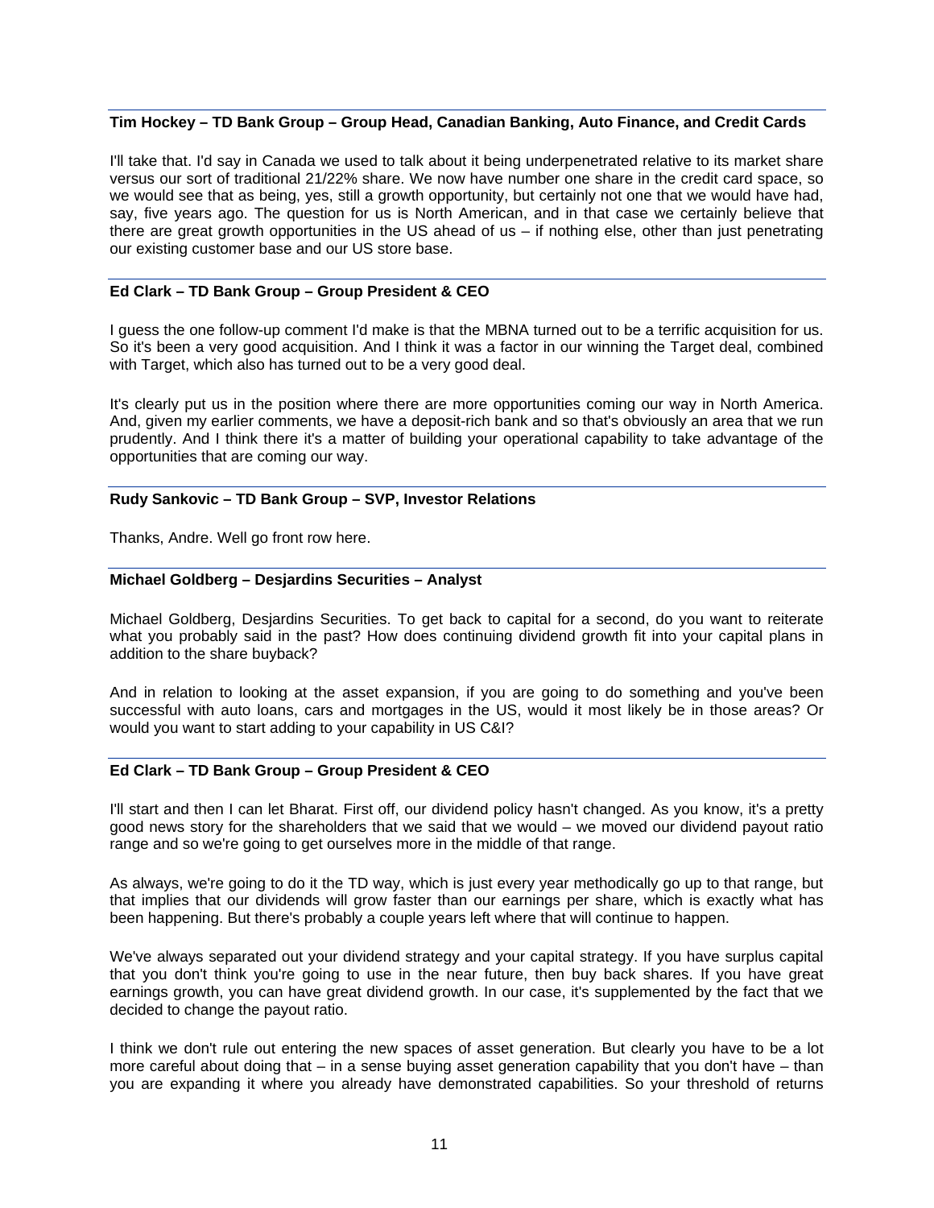**Tim Hockey – TD Bank Group – Group Head, Canadian Banking, Auto Finance, and Credit Cards**

I'll take that. I'd say in Canada we used to talk about it being underpenetrated relative to its market share versus our sort of traditional 21/22% share. We now have number one share in the credit card space, so we would see that as being, yes, still a growth opportunity, but certainly not one that we would have had, say, five years ago. The question for us is North American, and in that case we certainly believe that there are great growth opportunities in the US ahead of us – if nothing else, other than just penetrating our existing customer base and our US store base.

**Ed Clark – TD Bank Group – Group President & CEO**

I guess the one follow-up comment I'd make is that the MBNA turned out to be a terrific acquisition for us. So it's been a very good acquisition. And I think it was a factor in our winning the Target deal, combined with Target, which also has turned out to be a very good deal.

It's clearly put us in the position where there are more opportunities coming our way in North America. And, given my earlier comments, we have a deposit-rich bank and so that's obviously an area that we run prudently. And I think there it's a matter of building your operational capability to take advantage of the opportunities that are coming our way.

**Rudy Sankovic – TD Bank Group – SVP, Investor Relations**

Thanks, Andre. Well go front row here.

**Michael Goldberg – Desjardins Securities – Analyst**

Michael Goldberg, Desjardins Securities. To get back to capital for a second, do you want to reiterate what you probably said in the past? How does continuing dividend growth fit into your capital plans in addition to the share buyback?

And in relation to looking at the asset expansion, if you are going to do something and you've been successful with auto loans, cars and mortgages in the US, would it most likely be in those areas? Or would you want to start adding to your capability in US C&I?

**Ed Clark – TD Bank Group – Group President & CEO**

I'll start and then I can let Bharat. First off, our dividend policy hasn't changed. As you know, it's a pretty good news story for the shareholders that we said that we would – we moved our dividend payout ratio range and so we're going to get ourselves more in the middle of that range.

As always, we're going to do it the TD way, which is just every year methodically go up to that range, but that implies that our dividends will grow faster than our earnings per share, which is exactly what has been happening. But there's probably a couple years left where that will continue to happen.

We've always separated out your dividend strategy and your capital strategy. If you have surplus capital that you don't think you're going to use in the near future, then buy back shares. If you have great earnings growth, you can have great dividend growth. In our case, it's supplemented by the fact that we decided to change the payout ratio.

I think we don't rule out entering the new spaces of asset generation. But clearly you have to be a lot more careful about doing that – in a sense buying asset generation capability that you don't have – than you are expanding it where you already have demonstrated capabilities. So your threshold of returns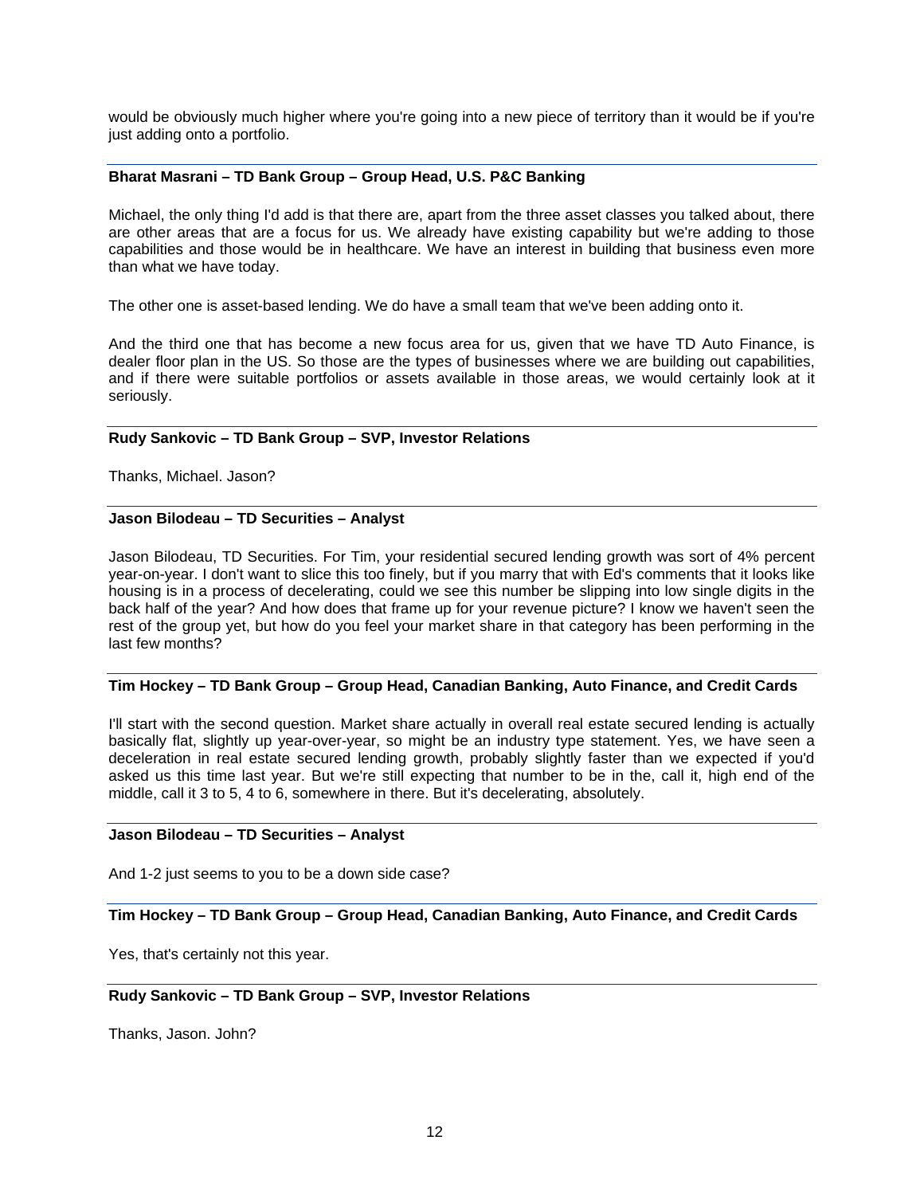would be obviously much higher where you're going into a new piece of territory than it would be if you're just adding onto a portfolio.

**Bharat Masrani – TD Bank Group – Group Head, U.S. P&C Banking**

Michael, the only thing I'd add is that there are, apart from the three asset classes you talked about, there are other areas that are a focus for us. We already have existing capability but we're adding to those capabilities and those would be in healthcare. We have an interest in building that business even more than what we have today.

The other one is asset-based lending. We do have a small team that we've been adding onto it.

And the third one that has become a new focus area for us, given that we have TD Auto Finance, is dealer floor plan in the US. So those are the types of businesses where we are building out capabilities, and if there were suitable portfolios or assets available in those areas, we would certainly look at it seriously.

**Rudy Sankovic – TD Bank Group – SVP, Investor Relations**

Thanks, Michael. Jason?

**Jason Bilodeau – TD Securities – Analyst**

Jason Bilodeau, TD Securities. For Tim, your residential secured lending growth was sort of 4% percent year-on-year. I don't want to slice this too finely, but if you marry that with Ed's comments that it looks like housing is in a process of decelerating, could we see this number be slipping into low single digits in the back half of the year? And how does that frame up for your revenue picture? I know we haven't seen the rest of the group yet, but how do you feel your market share in that category has been performing in the last few months?

**Tim Hockey – TD Bank Group – Group Head, Canadian Banking, Auto Finance, and Credit Cards**

I'll start with the second question. Market share actually in overall real estate secured lending is actually basically flat, slightly up year-over-year, so might be an industry type statement. Yes, we have seen a deceleration in real estate secured lending growth, probably slightly faster than we expected if you'd asked us this time last year. But we're still expecting that number to be in the, call it, high end of the middle, call it 3 to 5, 4 to 6, somewhere in there. But it's decelerating, absolutely.

**Jason Bilodeau – TD Securities – Analyst**

And 1-2 just seems to you to be a down side case?

**Tim Hockey – TD Bank Group – Group Head, Canadian Banking, Auto Finance, and Credit Cards**

Yes, that's certainly not this year.

**Rudy Sankovic – TD Bank Group – SVP, Investor Relations**

Thanks, Jason. John?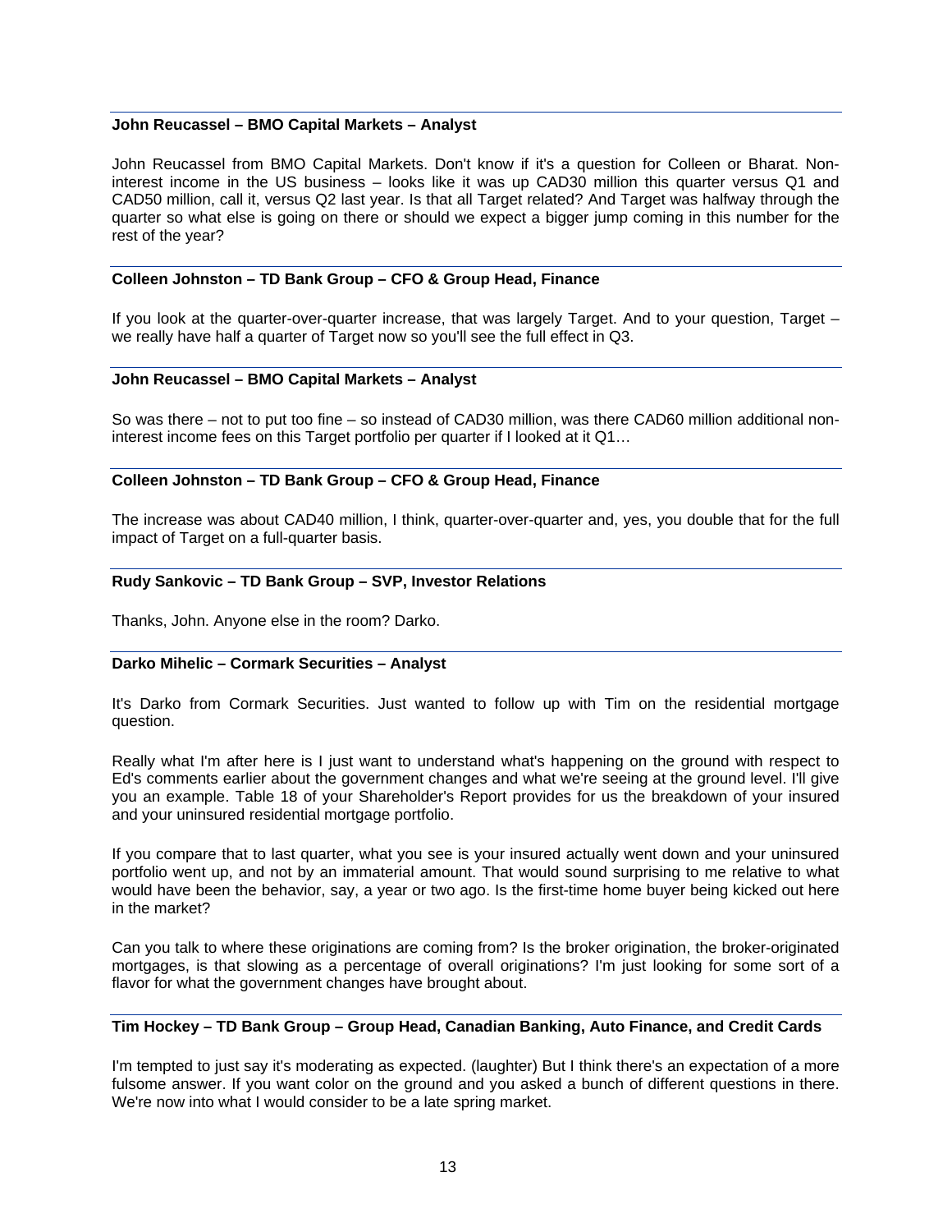**John Reucassel – BMO Capital Markets – Analyst**

John Reucassel from BMO Capital Markets. Don't know if it's a question for Colleen or Bharat. Non-interest income in the US business – looks like it was up CAD30 million this quarter versus Q1 and CAD50 million, call it, versus Q2 last year. Is that all Target related? And Target was halfway through the quarter so what else is going on there or should we expect a bigger jump coming in this number for the rest of the year?

**Colleen Johnston – TD Bank Group – CFO & Group Head, Finance**

If you look at the quarter-over-quarter increase, that was largely Target. And to your question, Target – we really have half a quarter of Target now so you'll see the full effect in Q3.

**John Reucassel – BMO Capital Markets – Analyst**

So was there – not to put too fine – so instead of CAD30 million, was there CAD60 million additional non-interest income fees on this Target portfolio per quarter if I looked at it Q1…

**Colleen Johnston – TD Bank Group – CFO & Group Head, Finance**

The increase was about CAD40 million, I think, quarter-over-quarter and, yes, you double that for the full impact of Target on a full-quarter basis.

**Rudy Sankovic – TD Bank Group – SVP, Investor Relations**

Thanks, John. Anyone else in the room? Darko.

**Darko Mihelic – Cormark Securities – Analyst**

It's Darko from Cormark Securities. Just wanted to follow up with Tim on the residential mortgage question.

Really what I'm after here is I just want to understand what's happening on the ground with respect to Ed's comments earlier about the government changes and what we're seeing at the ground level. I'll give you an example. Table 18 of your Shareholder's Report provides for us the breakdown of your insured and your uninsured residential mortgage portfolio.

If you compare that to last quarter, what you see is your insured actually went down and your uninsured portfolio went up, and not by an immaterial amount. That would sound surprising to me relative to what would have been the behavior, say, a year or two ago. Is the first-time home buyer being kicked out here in the market?

Can you talk to where these originations are coming from? Is the broker origination, the broker-originated mortgages, is that slowing as a percentage of overall originations? I'm just looking for some sort of a flavor for what the government changes have brought about.

**Tim Hockey – TD Bank Group – Group Head, Canadian Banking, Auto Finance, and Credit Cards**

I'm tempted to just say it's moderating as expected. (laughter) But I think there's an expectation of a more fulsome answer. If you want color on the ground and you asked a bunch of different questions in there. We're now into what I would consider to be a late spring market.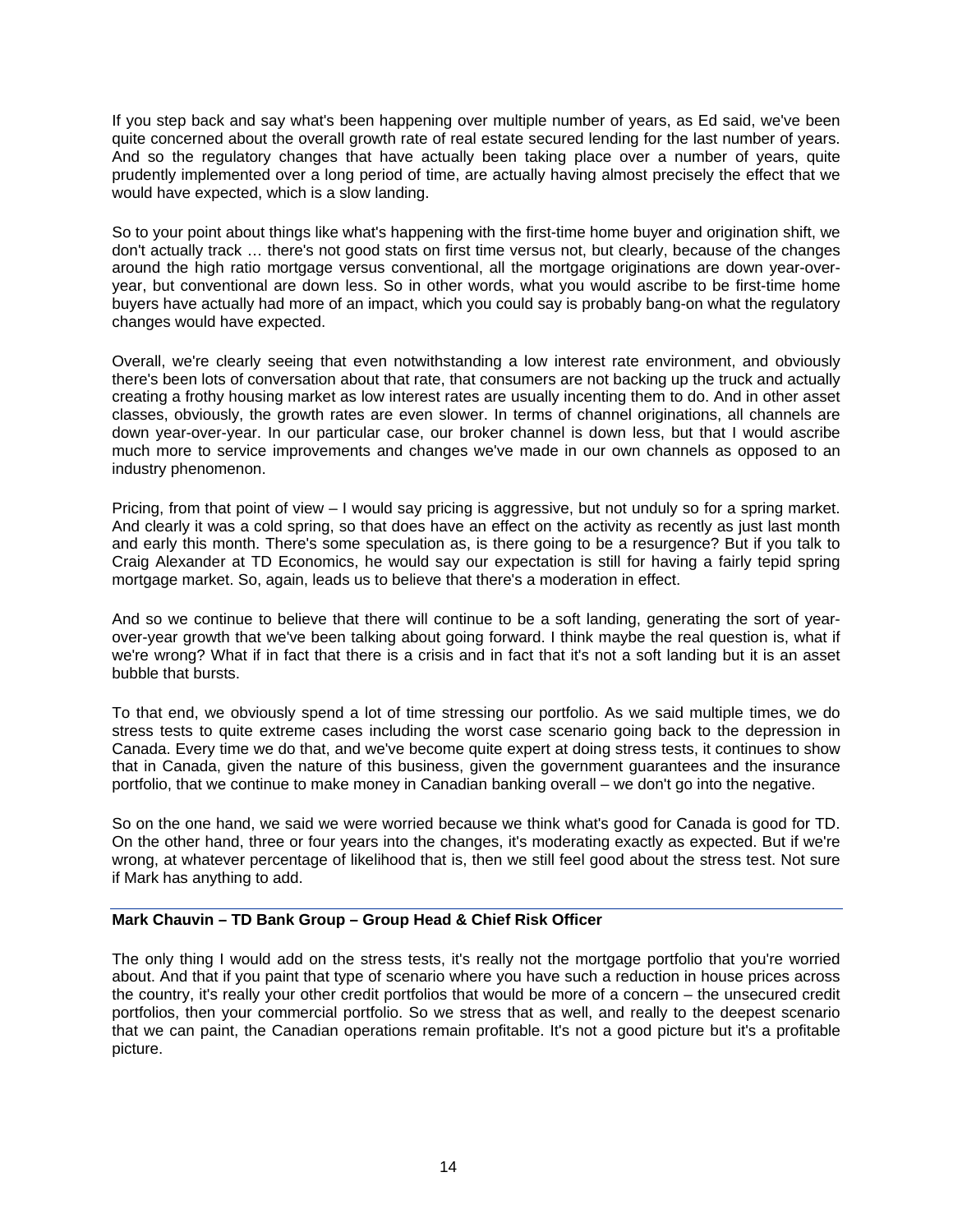If you step back and say what's been happening over multiple number of years, as Ed said, we've been quite concerned about the overall growth rate of real estate secured lending for the last number of years. And so the regulatory changes that have actually been taking place over a number of years, quite prudently implemented over a long period of time, are actually having almost precisely the effect that we would have expected, which is a slow landing.

So to your point about things like what's happening with the first-time home buyer and origination shift, we don't actually track … there's not good stats on first time versus not, but clearly, because of the changes around the high ratio mortgage versus conventional, all the mortgage originations are down year-over-year, but conventional are down less. So in other words, what you would ascribe to be first-time home buyers have actually had more of an impact, which you could say is probably bang-on what the regulatory changes would have expected.

Overall, we're clearly seeing that even notwithstanding a low interest rate environment, and obviously there's been lots of conversation about that rate, that consumers are not backing up the truck and actually creating a frothy housing market as low interest rates are usually incenting them to do. And in other asset classes, obviously, the growth rates are even slower. In terms of channel originations, all channels are down year-over-year. In our particular case, our broker channel is down less, but that I would ascribe much more to service improvements and changes we've made in our own channels as opposed to an industry phenomenon.

Pricing, from that point of view – I would say pricing is aggressive, but not unduly so for a spring market. And clearly it was a cold spring, so that does have an effect on the activity as recently as just last month and early this month. There's some speculation as, is there going to be a resurgence? But if you talk to Craig Alexander at TD Economics, he would say our expectation is still for having a fairly tepid spring mortgage market. So, again, leads us to believe that there's a moderation in effect.

And so we continue to believe that there will continue to be a soft landing, generating the sort of year-over-year growth that we've been talking about going forward. I think maybe the real question is, what if we're wrong? What if in fact that there is a crisis and in fact that it's not a soft landing but it is an asset bubble that bursts.

To that end, we obviously spend a lot of time stressing our portfolio. As we said multiple times, we do stress tests to quite extreme cases including the worst case scenario going back to the depression in Canada. Every time we do that, and we've become quite expert at doing stress tests, it continues to show that in Canada, given the nature of this business, given the government guarantees and the insurance portfolio, that we continue to make money in Canadian banking overall – we don't go into the negative.

So on the one hand, we said we were worried because we think what's good for Canada is good for TD. On the other hand, three or four years into the changes, it's moderating exactly as expected. But if we're wrong, at whatever percentage of likelihood that is, then we still feel good about the stress test. Not sure if Mark has anything to add.

**Mark Chauvin – TD Bank Group – Group Head & Chief Risk Officer**

The only thing I would add on the stress tests, it's really not the mortgage portfolio that you're worried about. And that if you paint that type of scenario where you have such a reduction in house prices across the country, it's really your other credit portfolios that would be more of a concern – the unsecured credit portfolios, then your commercial portfolio. So we stress that as well, and really to the deepest scenario that we can paint, the Canadian operations remain profitable. It's not a good picture but it's a profitable picture.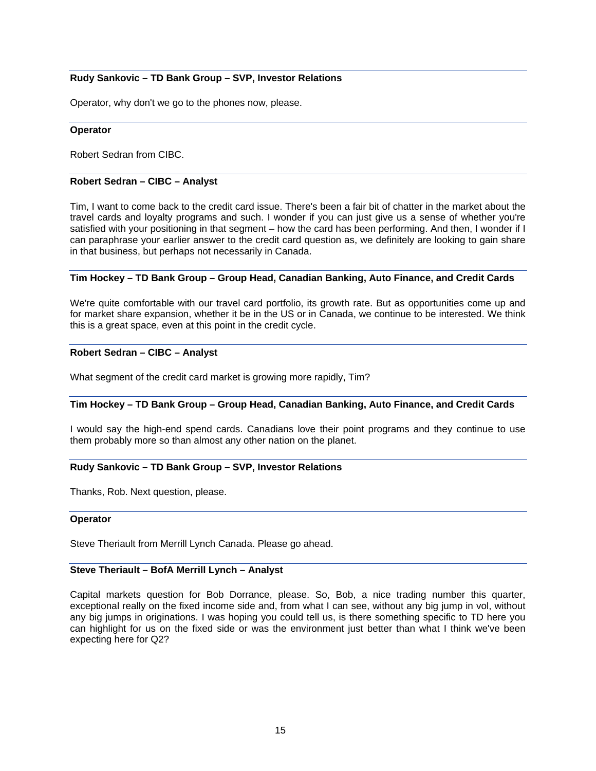**Rudy Sankovic – TD Bank Group – SVP, Investor Relations**

Operator, why don't we go to the phones now, please.

**Operator**

Robert Sedran from CIBC.

**Robert Sedran – CIBC – Analyst**

Tim, I want to come back to the credit card issue. There's been a fair bit of chatter in the market about the travel cards and loyalty programs and such. I wonder if you can just give us a sense of whether you're satisfied with your positioning in that segment – how the card has been performing. And then, I wonder if I can paraphrase your earlier answer to the credit card question as, we definitely are looking to gain share in that business, but perhaps not necessarily in Canada.

**Tim Hockey – TD Bank Group – Group Head, Canadian Banking, Auto Finance, and Credit Cards**

We're quite comfortable with our travel card portfolio, its growth rate. But as opportunities come up and for market share expansion, whether it be in the US or in Canada, we continue to be interested. We think this is a great space, even at this point in the credit cycle.

**Robert Sedran – CIBC – Analyst**

What segment of the credit card market is growing more rapidly, Tim?

**Tim Hockey – TD Bank Group – Group Head, Canadian Banking, Auto Finance, and Credit Cards**

I would say the high-end spend cards. Canadians love their point programs and they continue to use them probably more so than almost any other nation on the planet.

**Rudy Sankovic – TD Bank Group – SVP, Investor Relations**

Thanks, Rob. Next question, please.

**Operator**

Steve Theriault from Merrill Lynch Canada. Please go ahead.

**Steve Theriault – BofA Merrill Lynch – Analyst**

Capital markets question for Bob Dorrance, please. So, Bob, a nice trading number this quarter, exceptional really on the fixed income side and, from what I can see, without any big jump in vol, without any big jumps in originations. I was hoping you could tell us, is there something specific to TD here you can highlight for us on the fixed side or was the environment just better than what I think we've been expecting here for Q2?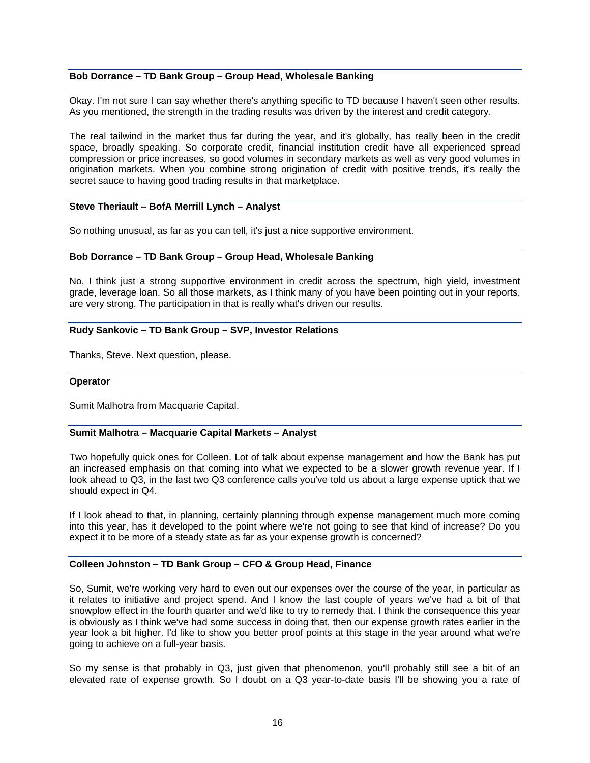**Bob Dorrance – TD Bank Group – Group Head, Wholesale Banking**

Okay. I'm not sure I can say whether there's anything specific to TD because I haven't seen other results. As you mentioned, the strength in the trading results was driven by the interest and credit category.

The real tailwind in the market thus far during the year, and it's globally, has really been in the credit space, broadly speaking. So corporate credit, financial institution credit have all experienced spread compression or price increases, so good volumes in secondary markets as well as very good volumes in origination markets. When you combine strong origination of credit with positive trends, it's really the secret sauce to having good trading results in that marketplace.

**Steve Theriault – BofA Merrill Lynch – Analyst**

So nothing unusual, as far as you can tell, it's just a nice supportive environment.

**Bob Dorrance – TD Bank Group – Group Head, Wholesale Banking**

No, I think just a strong supportive environment in credit across the spectrum, high yield, investment grade, leverage loan. So all those markets, as I think many of you have been pointing out in your reports, are very strong. The participation in that is really what's driven our results.

**Rudy Sankovic – TD Bank Group – SVP, Investor Relations**

Thanks, Steve. Next question, please.

**Operator**

Sumit Malhotra from Macquarie Capital.

**Sumit Malhotra – Macquarie Capital Markets – Analyst**

Two hopefully quick ones for Colleen. Lot of talk about expense management and how the Bank has put an increased emphasis on that coming into what we expected to be a slower growth revenue year. If I look ahead to Q3, in the last two Q3 conference calls you've told us about a large expense uptick that we should expect in Q4.

If I look ahead to that, in planning, certainly planning through expense management much more coming into this year, has it developed to the point where we're not going to see that kind of increase? Do you expect it to be more of a steady state as far as your expense growth is concerned?

**Colleen Johnston – TD Bank Group – CFO & Group Head, Finance**

So, Sumit, we're working very hard to even out our expenses over the course of the year, in particular as it relates to initiative and project spend. And I know the last couple of years we've had a bit of that snowplow effect in the fourth quarter and we'd like to try to remedy that. I think the consequence this year is obviously as I think we've had some success in doing that, then our expense growth rates earlier in the year look a bit higher. I'd like to show you better proof points at this stage in the year around what we're going to achieve on a full-year basis.

So my sense is that probably in Q3, just given that phenomenon, you'll probably still see a bit of an elevated rate of expense growth. So I doubt on a Q3 year-to-date basis I'll be showing you a rate of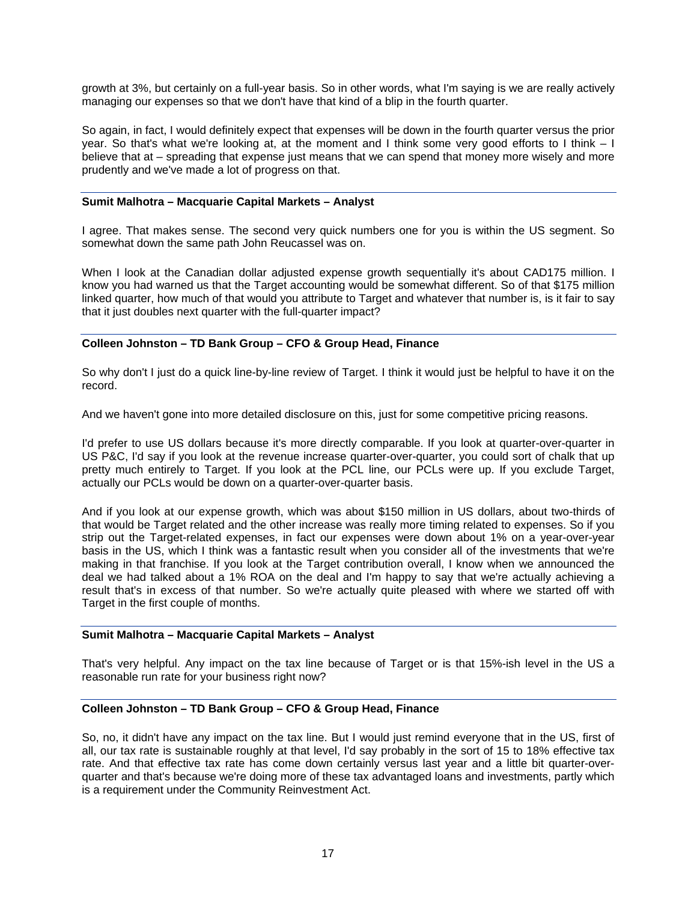growth at 3%, but certainly on a full-year basis. So in other words, what I'm saying is we are really actively managing our expenses so that we don't have that kind of a blip in the fourth quarter.

So again, in fact, I would definitely expect that expenses will be down in the fourth quarter versus the prior year. So that's what we're looking at, at the moment and I think some very good efforts to I think – I believe that at – spreading that expense just means that we can spend that money more wisely and more prudently and we've made a lot of progress on that.

**Sumit Malhotra – Macquarie Capital Markets – Analyst**

I agree. That makes sense. The second very quick numbers one for you is within the US segment. So somewhat down the same path John Reucassel was on.

When I look at the Canadian dollar adjusted expense growth sequentially it's about CAD175 million. I know you had warned us that the Target accounting would be somewhat different. So of that $175 million linked quarter, how much of that would you attribute to Target and whatever that number is, is it fair to say that it just doubles next quarter with the full-quarter impact?

**Colleen Johnston – TD Bank Group – CFO & Group Head, Finance**

So why don't I just do a quick line-by-line review of Target. I think it would just be helpful to have it on the record.

And we haven't gone into more detailed disclosure on this, just for some competitive pricing reasons.

I'd prefer to use US dollars because it's more directly comparable. If you look at quarter-over-quarter in US P&C, I'd say if you look at the revenue increase quarter-over-quarter, you could sort of chalk that up pretty much entirely to Target. If you look at the PCL line, our PCLs were up. If you exclude Target, actually our PCLs would be down on a quarter-over-quarter basis.

And if you look at our expense growth, which was about $150 million in US dollars, about two-thirds of that would be Target related and the other increase was really more timing related to expenses. So if you strip out the Target-related expenses, in fact our expenses were down about 1% on a year-over-year basis in the US, which I think was a fantastic result when you consider all of the investments that we're making in that franchise. If you look at the Target contribution overall, I know when we announced the deal we had talked about a 1% ROA on the deal and I'm happy to say that we're actually achieving a result that's in excess of that number. So we're actually quite pleased with where we started off with Target in the first couple of months.

**Sumit Malhotra – Macquarie Capital Markets – Analyst**

That's very helpful. Any impact on the tax line because of Target or is that 15%-ish level in the US a reasonable run rate for your business right now?

**Colleen Johnston – TD Bank Group – CFO & Group Head, Finance**

So, no, it didn't have any impact on the tax line. But I would just remind everyone that in the US, first of all, our tax rate is sustainable roughly at that level, I'd say probably in the sort of 15 to 18% effective tax rate. And that effective tax rate has come down certainly versus last year and a little bit quarter-over-quarter and that's because we're doing more of these tax advantaged loans and investments, partly which is a requirement under the Community Reinvestment Act.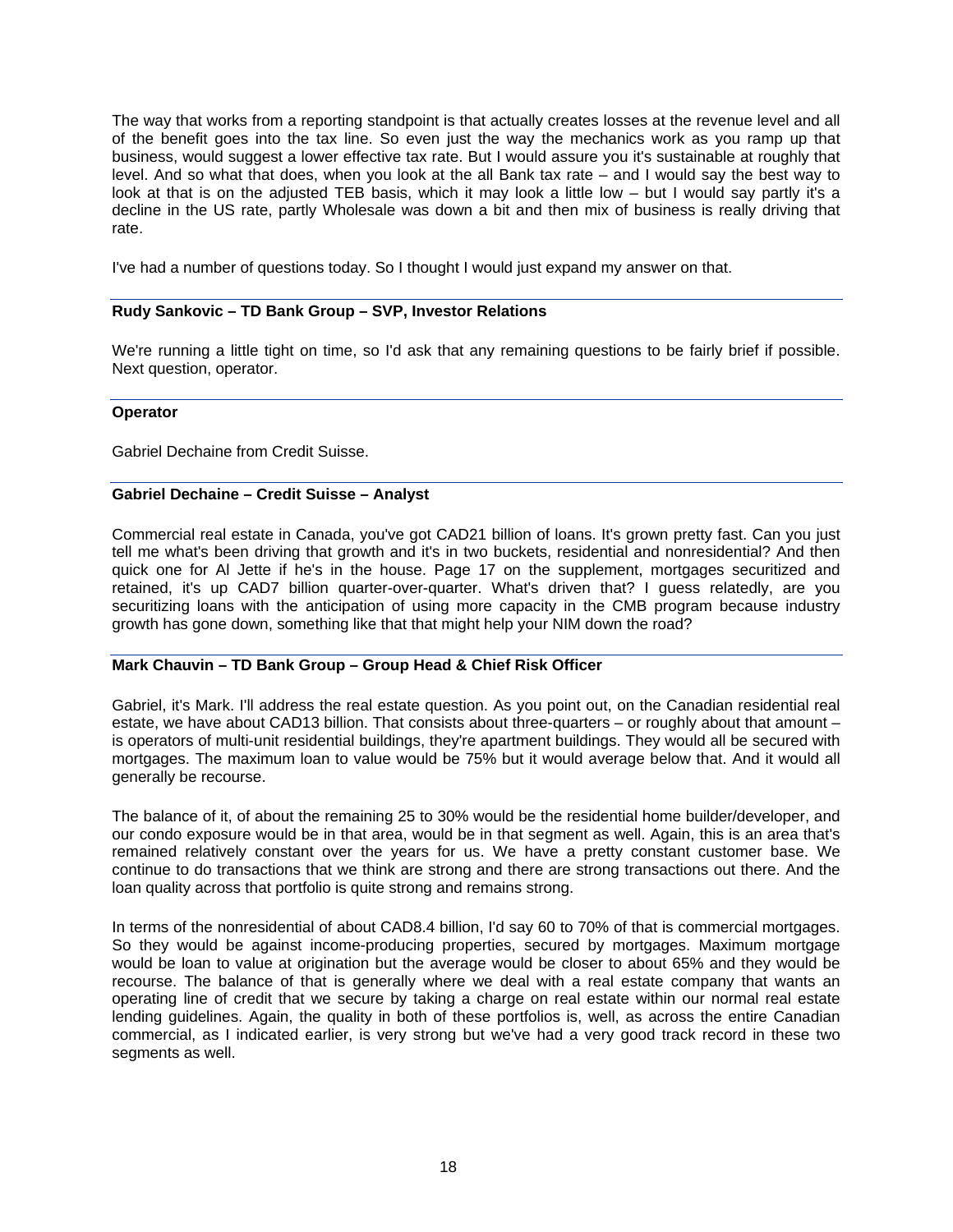The way that works from a reporting standpoint is that actually creates losses at the revenue level and all of the benefit goes into the tax line. So even just the way the mechanics work as you ramp up that business, would suggest a lower effective tax rate. But I would assure you it's sustainable at roughly that level. And so what that does, when you look at the all Bank tax rate – and I would say the best way to look at that is on the adjusted TEB basis, which it may look a little low – but I would say partly it's a decline in the US rate, partly Wholesale was down a bit and then mix of business is really driving that rate.

I've had a number of questions today. So I thought I would just expand my answer on that.

**Rudy Sankovic – TD Bank Group – SVP, Investor Relations**

We're running a little tight on time, so I'd ask that any remaining questions to be fairly brief if possible. Next question, operator.

**Operator**

Gabriel Dechaine from Credit Suisse.

**Gabriel Dechaine – Credit Suisse – Analyst**

Commercial real estate in Canada, you've got CAD21 billion of loans. It's grown pretty fast. Can you just tell me what's been driving that growth and it's in two buckets, residential and nonresidential? And then quick one for Al Jette if he's in the house. Page 17 on the supplement, mortgages securitized and retained, it's up CAD7 billion quarter-over-quarter. What's driven that? I guess relatedly, are you securitizing loans with the anticipation of using more capacity in the CMB program because industry growth has gone down, something like that that might help your NIM down the road?

**Mark Chauvin – TD Bank Group – Group Head & Chief Risk Officer**

Gabriel, it's Mark. I'll address the real estate question. As you point out, on the Canadian residential real estate, we have about CAD13 billion. That consists about three-quarters – or roughly about that amount – is operators of multi-unit residential buildings, they're apartment buildings. They would all be secured with mortgages. The maximum loan to value would be 75% but it would average below that. And it would all generally be recourse.

The balance of it, of about the remaining 25 to 30% would be the residential home builder/developer, and our condo exposure would be in that area, would be in that segment as well. Again, this is an area that's remained relatively constant over the years for us. We have a pretty constant customer base. We continue to do transactions that we think are strong and there are strong transactions out there. And the loan quality across that portfolio is quite strong and remains strong.

In terms of the nonresidential of about CAD8.4 billion, I'd say 60 to 70% of that is commercial mortgages. So they would be against income-producing properties, secured by mortgages. Maximum mortgage would be loan to value at origination but the average would be closer to about 65% and they would be recourse. The balance of that is generally where we deal with a real estate company that wants an operating line of credit that we secure by taking a charge on real estate within our normal real estate lending guidelines. Again, the quality in both of these portfolios is, well, as across the entire Canadian commercial, as I indicated earlier, is very strong but we've had a very good track record in these two segments as well.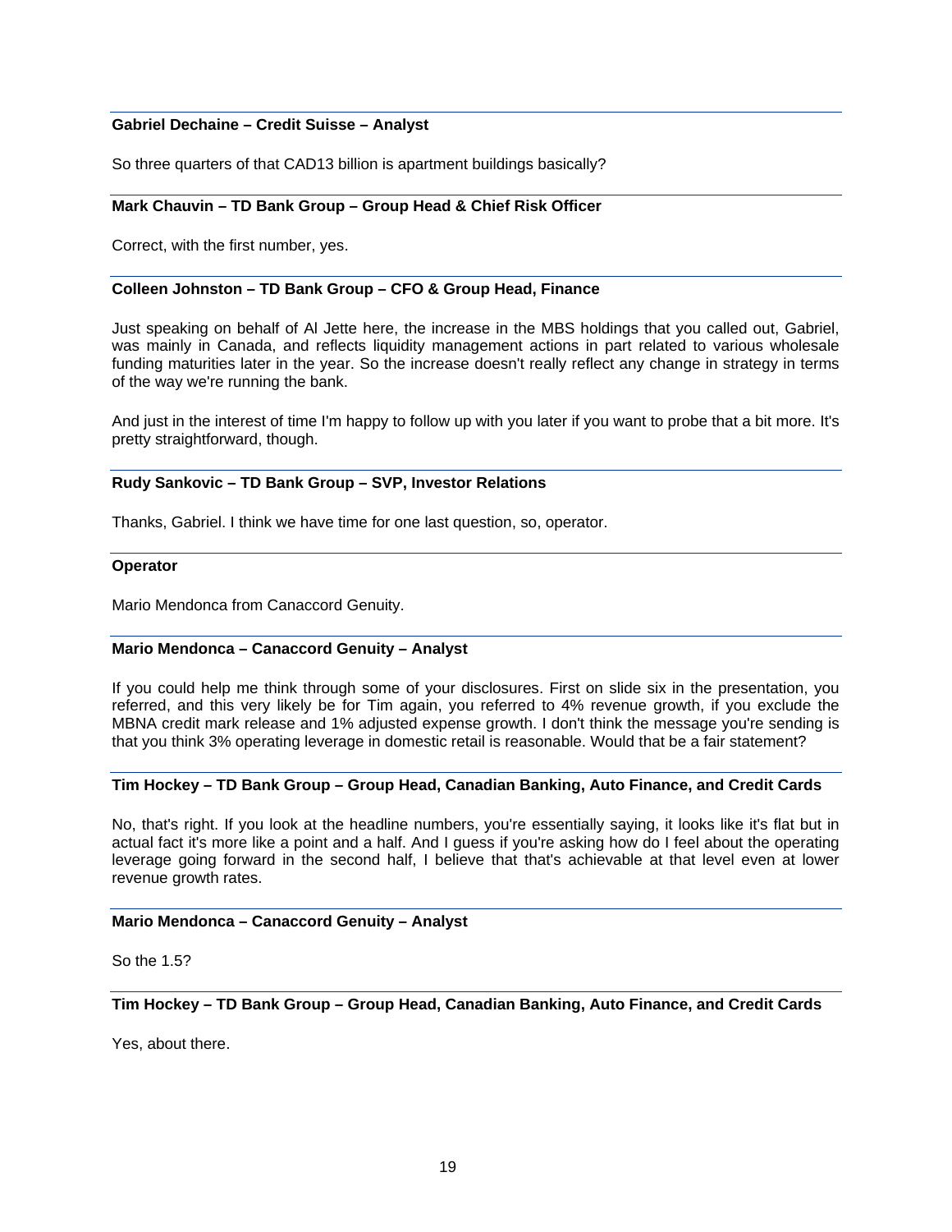**Gabriel Dechaine – Credit Suisse – Analyst**

So three quarters of that CAD13 billion is apartment buildings basically?

**Mark Chauvin – TD Bank Group – Group Head & Chief Risk Officer**

Correct, with the first number, yes.

**Colleen Johnston – TD Bank Group – CFO & Group Head, Finance**

Just speaking on behalf of Al Jette here, the increase in the MBS holdings that you called out, Gabriel, was mainly in Canada, and reflects liquidity management actions in part related to various wholesale funding maturities later in the year. So the increase doesn't really reflect any change in strategy in terms of the way we're running the bank.

And just in the interest of time I'm happy to follow up with you later if you want to probe that a bit more. It's pretty straightforward, though.

**Rudy Sankovic – TD Bank Group – SVP, Investor Relations**

Thanks, Gabriel. I think we have time for one last question, so, operator.

**Operator**

Mario Mendonca from Canaccord Genuity.

**Mario Mendonca – Canaccord Genuity – Analyst**

If you could help me think through some of your disclosures. First on slide six in the presentation, you referred, and this very likely be for Tim again, you referred to 4% revenue growth, if you exclude the MBNA credit mark release and 1% adjusted expense growth. I don't think the message you're sending is that you think 3% operating leverage in domestic retail is reasonable. Would that be a fair statement?

**Tim Hockey – TD Bank Group – Group Head, Canadian Banking, Auto Finance, and Credit Cards**

No, that's right. If you look at the headline numbers, you're essentially saying, it looks like it's flat but in actual fact it's more like a point and a half. And I guess if you're asking how do I feel about the operating leverage going forward in the second half, I believe that that's achievable at that level even at lower revenue growth rates.

**Mario Mendonca – Canaccord Genuity – Analyst**

So the 1.5?

**Tim Hockey – TD Bank Group – Group Head, Canadian Banking, Auto Finance, and Credit Cards**

Yes, about there.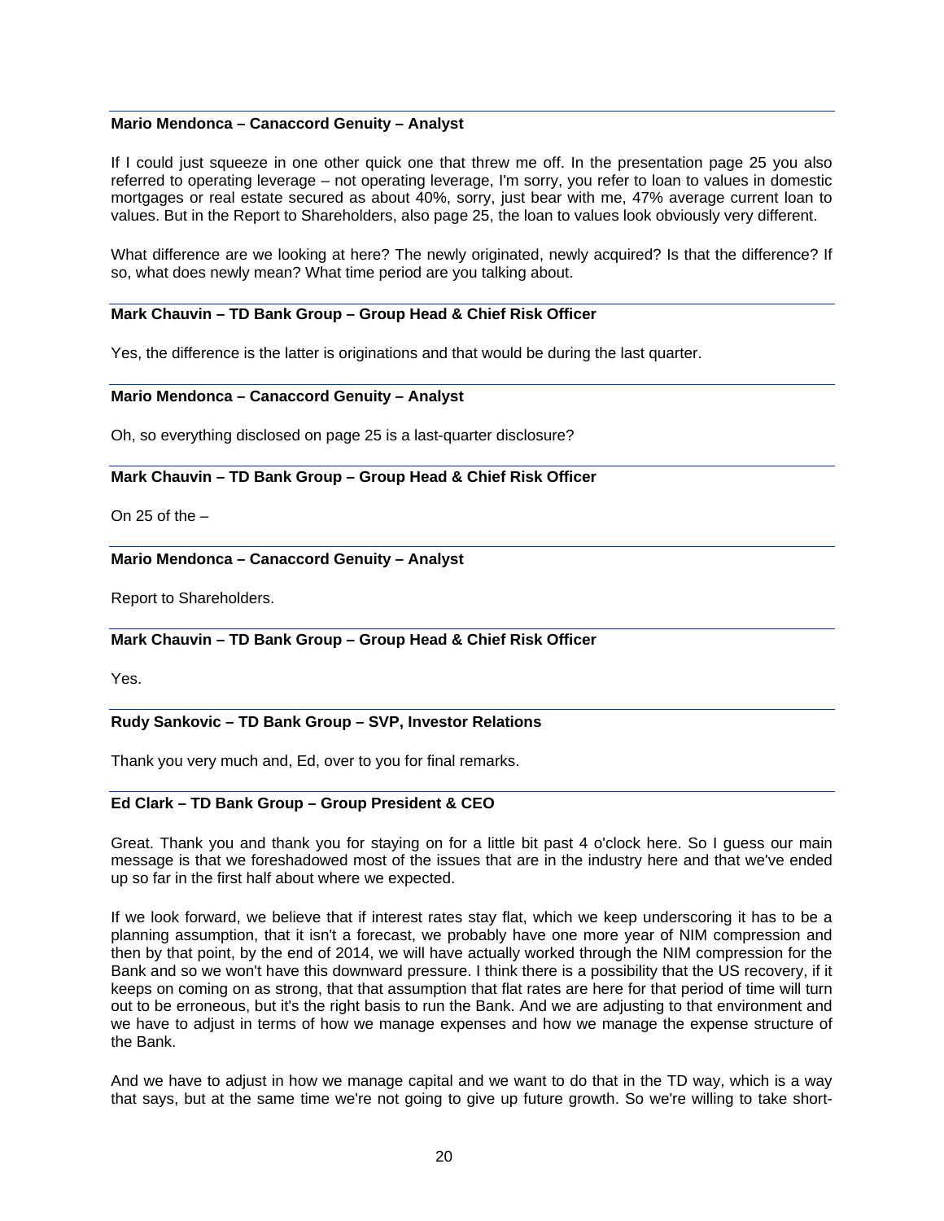**Mario Mendonca – Canaccord Genuity – Analyst**

If I could just squeeze in one other quick one that threw me off. In the presentation page 25 you also referred to operating leverage – not operating leverage, I'm sorry, you refer to loan to values in domestic mortgages or real estate secured as about 40%, sorry, just bear with me, 47% average current loan to values. But in the Report to Shareholders, also page 25, the loan to values look obviously very different.

What difference are we looking at here? The newly originated, newly acquired? Is that the difference? If so, what does newly mean? What time period are you talking about.

**Mark Chauvin – TD Bank Group – Group Head & Chief Risk Officer**

Yes, the difference is the latter is originations and that would be during the last quarter.

**Mario Mendonca – Canaccord Genuity – Analyst**

Oh, so everything disclosed on page 25 is a last-quarter disclosure?

**Mark Chauvin – TD Bank Group – Group Head & Chief Risk Officer**

On 25 of the –

**Mario Mendonca – Canaccord Genuity – Analyst**

Report to Shareholders.

**Mark Chauvin – TD Bank Group – Group Head & Chief Risk Officer**

Yes.

**Rudy Sankovic – TD Bank Group – SVP, Investor Relations**

Thank you very much and, Ed, over to you for final remarks.

**Ed Clark – TD Bank Group – Group President & CEO**

Great. Thank you and thank you for staying on for a little bit past 4 o'clock here. So I guess our main message is that we foreshadowed most of the issues that are in the industry here and that we've ended up so far in the first half about where we expected.

If we look forward, we believe that if interest rates stay flat, which we keep underscoring it has to be a planning assumption, that it isn't a forecast, we probably have one more year of NIM compression and then by that point, by the end of 2014, we will have actually worked through the NIM compression for the Bank and so we won't have this downward pressure. I think there is a possibility that the US recovery, if it keeps on coming on as strong, that that assumption that flat rates are here for that period of time will turn out to be erroneous, but it's the right basis to run the Bank. And we are adjusting to that environment and we have to adjust in terms of how we manage expenses and how we manage the expense structure of the Bank.

And we have to adjust in how we manage capital and we want to do that in the TD way, which is a way that says, but at the same time we're not going to give up future growth. So we're willing to take short-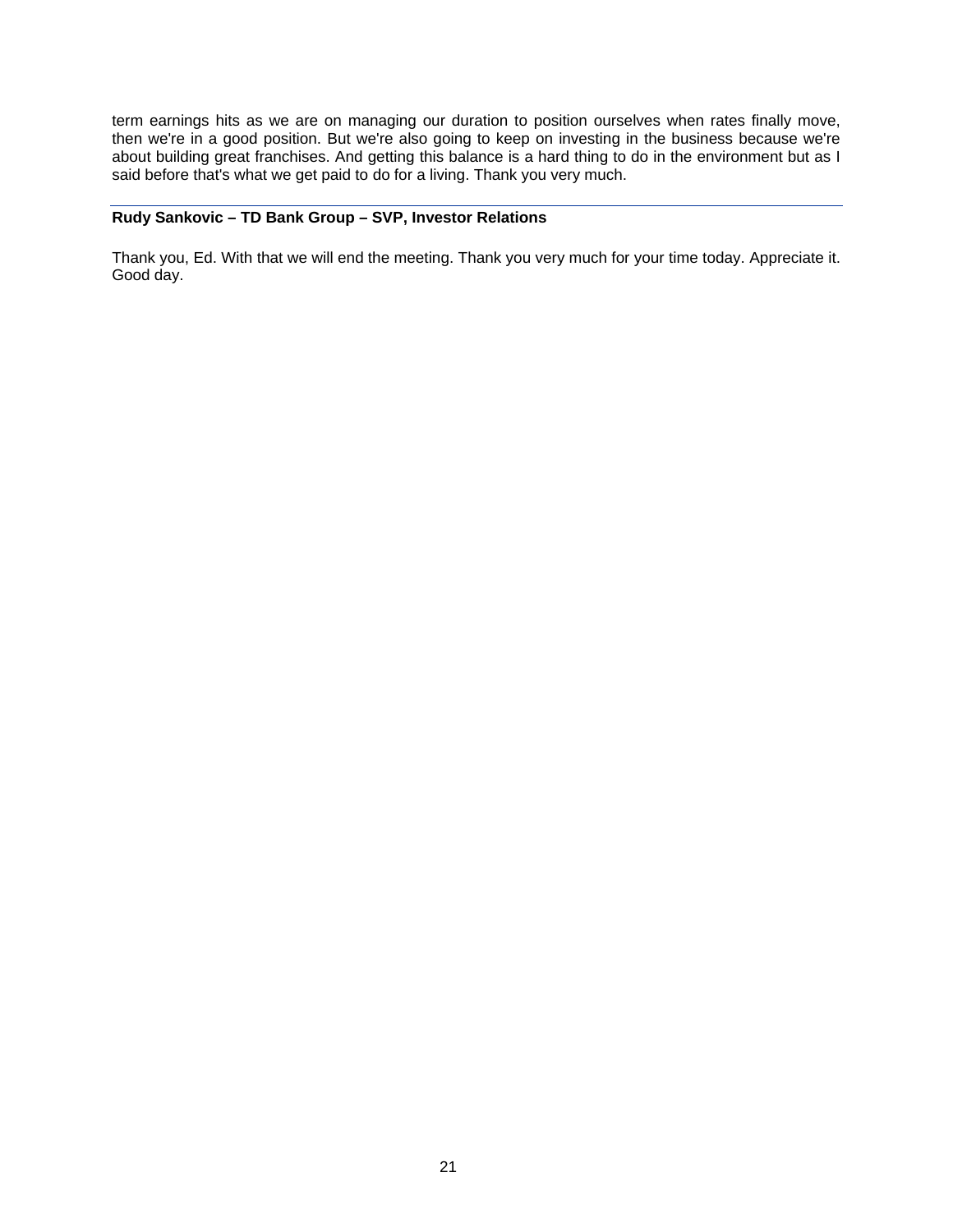term earnings hits as we are on managing our duration to position ourselves when rates finally move, then we're in a good position. But we're also going to keep on investing in the business because we're about building great franchises. And getting this balance is a hard thing to do in the environment but as I said before that's what we get paid to do for a living. Thank you very much.

---

**Rudy Sankovic – TD Bank Group – SVP, Investor Relations**

Thank you, Ed. With that we will end the meeting. Thank you very much for your time today. Appreciate it. Good day.